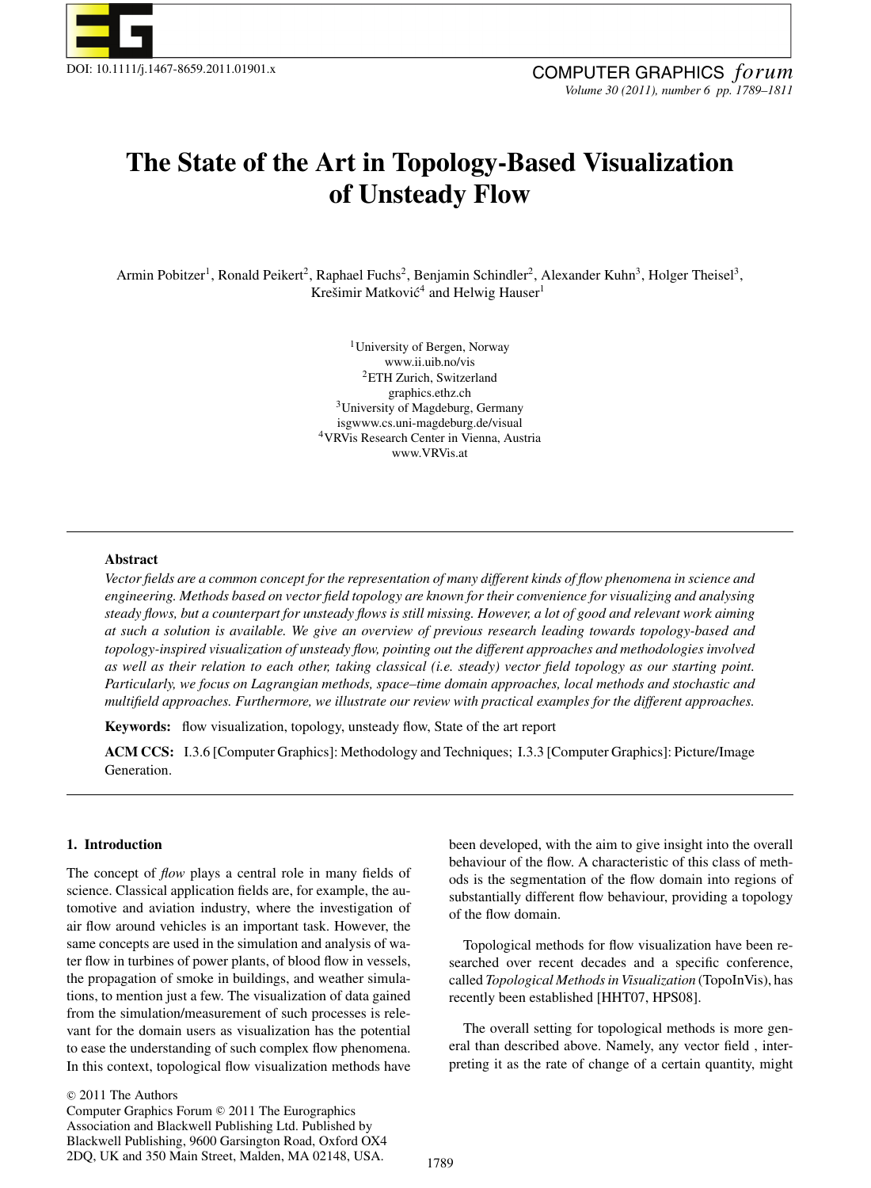DOI: 10.1111/j.1467-8659.2011.01901.x

# The State of the Art in Topology-Based Visualization of Unsteady Flow

Armin Pobitzer[1], Ronald Peikert[2], Raphael Fuchs[2], Benjamin Schindler[2], Alexander Kuhn[3], Holger Theisel[3], Krešimir Matković[4] and Helwig Hauser[1]

[1]University of Bergen, Norway
www.ii.uib.no/vis
[2]ETH Zurich, Switzerland
graphics.ethz.ch
[3]University of Magdeburg, Germany
isgwww.cs.uni-magdeburg.de/visual
[4]VRVis Research Center in Vienna, Austria
www.VRVis.at

## Abstract

*Vector fields are a common concept for the representation of many different kinds of flow phenomena in science and engineering. Methods based on vector field topology are known for their convenience for visualizing and analysing steady flows, but a counterpart for unsteady flows is still missing. However, a lot of good and relevant work aiming at such a solution is available. We give an overview of previous research leading towards topology-based and topology-inspired visualization of unsteady flow, pointing out the different approaches and methodologies involved as well as their relation to each other, taking classical (i.e. steady) vector field topology as our starting point. Particularly, we focus on Lagrangian methods, space–time domain approaches, local methods and stochastic and multifield approaches. Furthermore, we illustrate our review with practical examples for the different approaches.*

**Keywords:** flow visualization, topology, unsteady flow, State of the art report

**ACM CCS:** I.3.6 [Computer Graphics]: Methodology and Techniques; I.3.3 [Computer Graphics]: Picture/Image Generation.

## 1. Introduction

The concept of *flow* plays a central role in many fields of science. Classical application fields are, for example, the automotive and aviation industry, where the investigation of air flow around vehicles is an important task. However, the same concepts are used in the simulation and analysis of water flow in turbines of power plants, of blood flow in vessels, the propagation of smoke in buildings, and weather simulations, to mention just a few. The visualization of data gained from the simulation/measurement of such processes is relevant for the domain users as visualization has the potential to ease the understanding of such complex flow phenomena. In this context, topological flow visualization methods have been developed, with the aim to give insight into the overall behaviour of the flow. A characteristic of this class of methods is the segmentation of the flow domain into regions of substantially different flow behaviour, providing a topology of the flow domain.

Topological methods for flow visualization have been researched over recent decades and a specific conference, called *Topological Methods in Visualization* (TopoInVis), has recently been established [HHT07, HPS08].

The overall setting for topological methods is more general than described above. Namely, any vector field , interpreting it as the rate of change of a certain quantity, might

© 2011 The Authors
Computer Graphics Forum © 2011 The Eurographics Association and Blackwell Publishing Ltd. Published by Blackwell Publishing, 9600 Garsington Road, Oxford OX4 2DQ, UK and 350 Main Street, Malden, MA 02148, USA.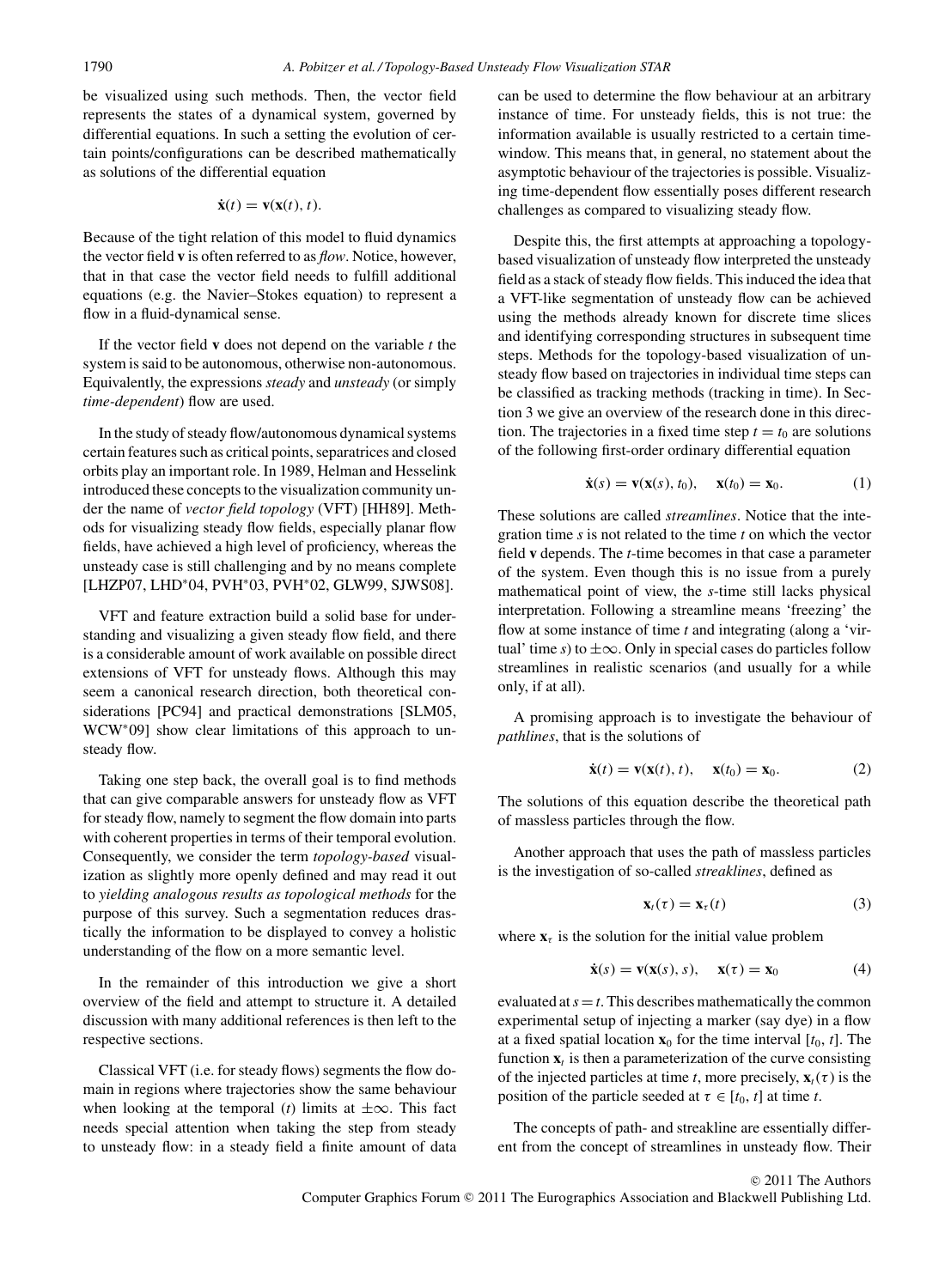be visualized using such methods. Then, the vector field represents the states of a dynamical system, governed by differential equations. In such a setting the evolution of certain points/configurations can be described mathematically as solutions of the differential equation

$$\dot{\mathbf{x}}(t) = \mathbf{v}(\mathbf{x}(t), t).$$

Because of the tight relation of this model to fluid dynamics the vector field $\mathbf{v}$ is often referred to as *flow*. Notice, however, that in that case the vector field needs to fulfill additional equations (e.g. the Navier–Stokes equation) to represent a flow in a fluid-dynamical sense.

If the vector field $\mathbf{v}$ does not depend on the variable $t$ the system is said to be autonomous, otherwise non-autonomous. Equivalently, the expressions *steady* and *unsteady* (or simply *time-dependent*) flow are used.

In the study of steady flow/autonomous dynamical systems certain features such as critical points, separatrices and closed orbits play an important role. In 1989, Helman and Hesselink introduced these concepts to the visualization community under the name of *vector field topology* (VFT) [HH89]. Methods for visualizing steady flow fields, especially planar flow fields, have achieved a high level of proficiency, whereas the unsteady case is still challenging and by no means complete [LHZP07, LHD*04, PVH*03, PVH*02, GLW99, SJWS08].

VFT and feature extraction build a solid base for understanding and visualizing a given steady flow field, and there is a considerable amount of work available on possible direct extensions of VFT for unsteady flows. Although this may seem a canonical research direction, both theoretical considerations [PC94] and practical demonstrations [SLM05, WCW*09] show clear limitations of this approach to unsteady flow.

Taking one step back, the overall goal is to find methods that can give comparable answers for unsteady flow as VFT for steady flow, namely to segment the flow domain into parts with coherent properties in terms of their temporal evolution. Consequently, we consider the term *topology-based* visualization as slightly more openly defined and may read it out to *yielding analogous results as topological methods* for the purpose of this survey. Such a segmentation reduces drastically the information to be displayed to convey a holistic understanding of the flow on a more semantic level.

In the remainder of this introduction we give a short overview of the field and attempt to structure it. A detailed discussion with many additional references is then left to the respective sections.

Classical VFT (i.e. for steady flows) segments the flow domain in regions where trajectories show the same behaviour when looking at the temporal ($t$) limits at $\pm\infty$. This fact needs special attention when taking the step from steady to unsteady flow: in a steady field a finite amount of data can be used to determine the flow behaviour at an arbitrary instance of time. For unsteady fields, this is not true: the information available is usually restricted to a certain time-window. This means that, in general, no statement about the asymptotic behaviour of the trajectories is possible. Visualizing time-dependent flow essentially poses different research challenges as compared to visualizing steady flow.

Despite this, the first attempts at approaching a topology-based visualization of unsteady flow interpreted the unsteady field as a stack of steady flow fields. This induced the idea that a VFT-like segmentation of unsteady flow can be achieved using the methods already known for discrete time slices and identifying corresponding structures in subsequent time steps. Methods for the topology-based visualization of unsteady flow based on trajectories in individual time steps can be classified as tracking methods (tracking in time). In Section 3 we give an overview of the research done in this direction. The trajectories in a fixed time step $t = t_0$ are solutions of the following first-order ordinary differential equation

$$\dot{\mathbf{x}}(s) = \mathbf{v}(\mathbf{x}(s), t_0), \quad \mathbf{x}(t_0) = \mathbf{x}_0. \tag{1}$$

These solutions are called *streamlines*. Notice that the integration time $s$ is not related to the time $t$ on which the vector field $\mathbf{v}$ depends. The $t$-time becomes in that case a parameter of the system. Even though this is no issue from a purely mathematical point of view, the $s$-time still lacks physical interpretation. Following a streamline means 'freezing' the flow at some instance of time $t$ and integrating (along a 'virtual' time $s$) to $\pm\infty$. Only in special cases do particles follow streamlines in realistic scenarios (and usually for a while only, if at all).

A promising approach is to investigate the behaviour of *pathlines*, that is the solutions of

$$\dot{\mathbf{x}}(t) = \mathbf{v}(\mathbf{x}(t), t), \quad \mathbf{x}(t_0) = \mathbf{x}_0. \tag{2}$$

The solutions of this equation describe the theoretical path of massless particles through the flow.

Another approach that uses the path of massless particles is the investigation of so-called *streaklines*, defined as

$$\mathbf{x}_t(\tau) = \mathbf{x}_\tau(t) \tag{3}$$

where $\mathbf{x}_\tau$ is the solution for the initial value problem

$$\dot{\mathbf{x}}(s) = \mathbf{v}(\mathbf{x}(s), s), \quad \mathbf{x}(\tau) = \mathbf{x}_0 \tag{4}$$

evaluated at $s = t$. This describes mathematically the common experimental setup of injecting a marker (say dye) in a flow at a fixed spatial location $\mathbf{x}_0$ for the time interval $[t_0, t]$. The function $\mathbf{x}_t$ is then a parameterization of the curve consisting of the injected particles at time $t$, more precisely, $\mathbf{x}_t(\tau)$ is the position of the particle seeded at $\tau \in [t_0, t]$ at time $t$.

The concepts of path- and streakline are essentially different from the concept of streamlines in unsteady flow. Their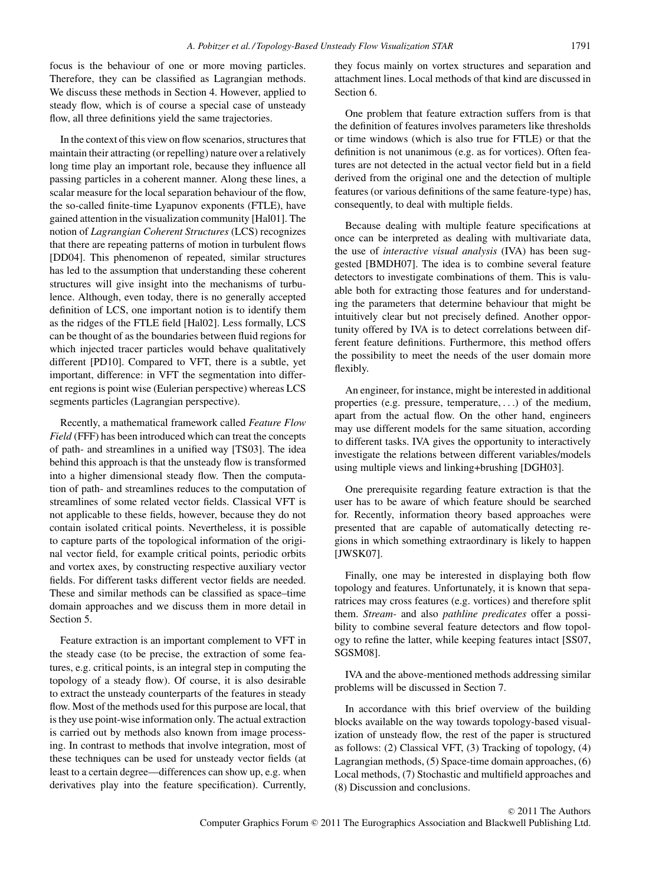focus is the behaviour of one or more moving particles. Therefore, they can be classified as Lagrangian methods. We discuss these methods in Section 4. However, applied to steady flow, which is of course a special case of unsteady flow, all three definitions yield the same trajectories.

In the context of this view on flow scenarios, structures that maintain their attracting (or repelling) nature over a relatively long time play an important role, because they influence all passing particles in a coherent manner. Along these lines, a scalar measure for the local separation behaviour of the flow, the so-called finite-time Lyapunov exponents (FTLE), have gained attention in the visualization community [Hal01]. The notion of *Lagrangian Coherent Structures* (LCS) recognizes that there are repeating patterns of motion in turbulent flows [DD04]. This phenomenon of repeated, similar structures has led to the assumption that understanding these coherent structures will give insight into the mechanisms of turbulence. Although, even today, there is no generally accepted definition of LCS, one important notion is to identify them as the ridges of the FTLE field [Hal02]. Less formally, LCS can be thought of as the boundaries between fluid regions for which injected tracer particles would behave qualitatively different [PD10]. Compared to VFT, there is a subtle, yet important, difference: in VFT the segmentation into different regions is point wise (Eulerian perspective) whereas LCS segments particles (Lagrangian perspective).

Recently, a mathematical framework called *Feature Flow Field* (FFF) has been introduced which can treat the concepts of path- and streamlines in a unified way [TS03]. The idea behind this approach is that the unsteady flow is transformed into a higher dimensional steady flow. Then the computation of path- and streamlines reduces to the computation of streamlines of some related vector fields. Classical VFT is not applicable to these fields, however, because they do not contain isolated critical points. Nevertheless, it is possible to capture parts of the topological information of the original vector field, for example critical points, periodic orbits and vortex axes, by constructing respective auxiliary vector fields. For different tasks different vector fields are needed. These and similar methods can be classified as space–time domain approaches and we discuss them in more detail in Section 5.

Feature extraction is an important complement to VFT in the steady case (to be precise, the extraction of some features, e.g. critical points, is an integral step in computing the topology of a steady flow). Of course, it is also desirable to extract the unsteady counterparts of the features in steady flow. Most of the methods used for this purpose are local, that is they use point-wise information only. The actual extraction is carried out by methods also known from image processing. In contrast to methods that involve integration, most of these techniques can be used for unsteady vector fields (at least to a certain degree—differences can show up, e.g. when derivatives play into the feature specification). Currently, they focus mainly on vortex structures and separation and attachment lines. Local methods of that kind are discussed in Section 6.

One problem that feature extraction suffers from is that the definition of features involves parameters like thresholds or time windows (which is also true for FTLE) or that the definition is not unanimous (e.g. as for vortices). Often features are not detected in the actual vector field but in a field derived from the original one and the detection of multiple features (or various definitions of the same feature-type) has, consequently, to deal with multiple fields.

Because dealing with multiple feature specifications at once can be interpreted as dealing with multivariate data, the use of *interactive visual analysis* (IVA) has been suggested [BMDH07]. The idea is to combine several feature detectors to investigate combinations of them. This is valuable both for extracting those features and for understanding the parameters that determine behaviour that might be intuitively clear but not precisely defined. Another opportunity offered by IVA is to detect correlations between different feature definitions. Furthermore, this method offers the possibility to meet the needs of the user domain more flexibly.

An engineer, for instance, might be interested in additional properties (e.g. pressure, temperature, ...) of the medium, apart from the actual flow. On the other hand, engineers may use different models for the same situation, according to different tasks. IVA gives the opportunity to interactively investigate the relations between different variables/models using multiple views and linking+brushing [DGH03].

One prerequisite regarding feature extraction is that the user has to be aware of which feature should be searched for. Recently, information theory based approaches were presented that are capable of automatically detecting regions in which something extraordinary is likely to happen [JWSK07].

Finally, one may be interested in displaying both flow topology and features. Unfortunately, it is known that separatrices may cross features (e.g. vortices) and therefore split them. *Stream-* and also *pathline predicates* offer a possibility to combine several feature detectors and flow topology to refine the latter, while keeping features intact [SS07, SGSM08].

IVA and the above-mentioned methods addressing similar problems will be discussed in Section 7.

In accordance with this brief overview of the building blocks available on the way towards topology-based visualization of unsteady flow, the rest of the paper is structured as follows: (2) Classical VFT, (3) Tracking of topology, (4) Lagrangian methods, (5) Space-time domain approaches, (6) Local methods, (7) Stochastic and multifield approaches and (8) Discussion and conclusions.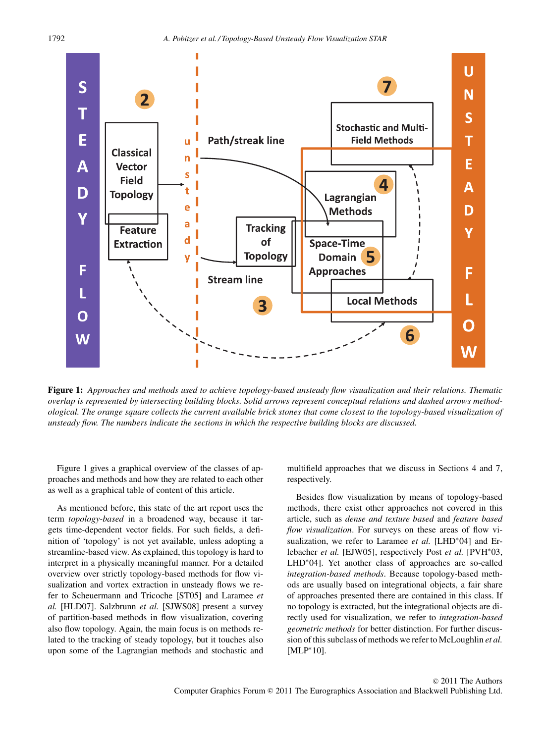**Figure 1:** *Approaches and methods used to achieve topology-based unsteady flow visualization and their relations. Thematic overlap is represented by intersecting building blocks. Solid arrows represent conceptual relations and dashed arrows methodological. The orange square collects the current available brick stones that come closest to the topology-based visualization of unsteady flow. The numbers indicate the sections in which the respective building blocks are discussed.*

Figure 1 gives a graphical overview of the classes of approaches and methods and how they are related to each other as well as a graphical table of content of this article.

As mentioned before, this state of the art report uses the term *topology-based* in a broadened way, because it targets time-dependent vector fields. For such fields, a definition of 'topology' is not yet available, unless adopting a streamline-based view. As explained, this topology is hard to interpret in a physically meaningful manner. For a detailed overview over strictly topology-based methods for flow visualization and vortex extraction in unsteady flows we refer to Scheuermann and Tricoche [ST05] and Laramee *et al.* [HLD07]. Salzbrunn *et al.* [SJWS08] present a survey of partition-based methods in flow visualization, covering also flow topology. Again, the main focus is on methods related to the tracking of steady topology, but it touches also upon some of the Lagrangian methods and stochastic and multifield approaches that we discuss in Sections 4 and 7, respectively.

Besides flow visualization by means of topology-based methods, there exist other approaches not covered in this article, such as *dense and texture based* and *feature based flow visualization*. For surveys on these areas of flow visualization, we refer to Laramee *et al.* [LHD*04] and Erlebacher *et al.* [EJW05], respectively Post *et al.* [PVH*03, LHD*04]. Yet another class of approaches are so-called *integration-based methods*. Because topology-based methods are usually based on integrational objects, a fair share of approaches presented there are contained in this class. If no topology is extracted, but the integrational objects are directly used for visualization, we refer to *integration-based geometric methods* for better distinction. For further discussion of this subclass of methods we refer to McLoughlin *et al.* [MLP*10].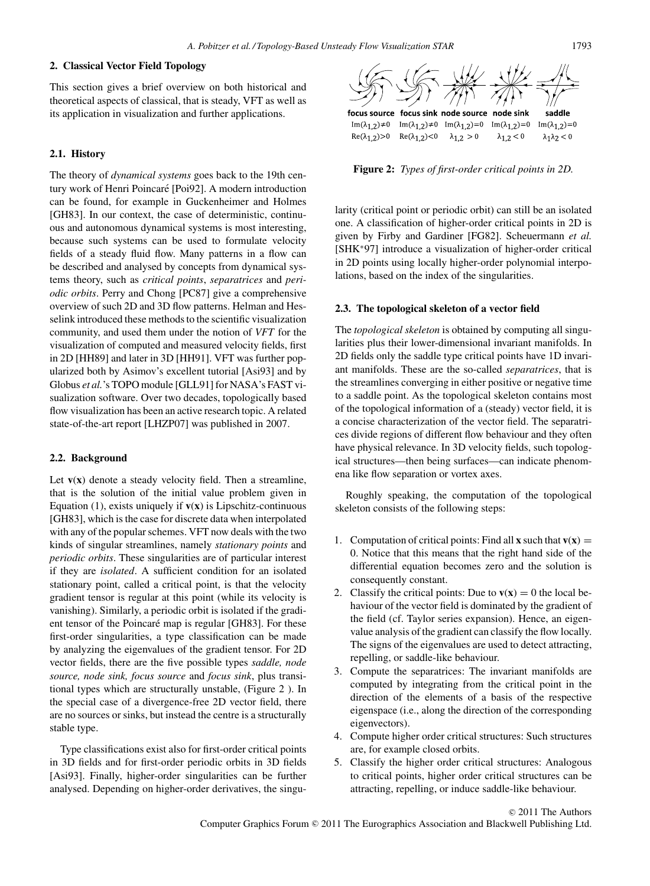## 2. Classical Vector Field Topology

This section gives a brief overview on both historical and theoretical aspects of classical, that is steady, VFT as well as its application in visualization and further applications.

### 2.1. History

The theory of *dynamical systems* goes back to the 19th century work of Henri Poincaré [Poi92]. A modern introduction can be found, for example in Guckenheimer and Holmes [GH83]. In our context, the case of deterministic, continuous and autonomous dynamical systems is most interesting, because such systems can be used to formulate velocity fields of a steady fluid flow. Many patterns in a flow can be described and analysed by concepts from dynamical systems theory, such as *critical points*, *separatrices* and *periodic orbits*. Perry and Chong [PC87] give a comprehensive overview of such 2D and 3D flow patterns. Helman and Hesselink introduced these methods to the scientific visualization community, and used them under the notion of *VFT* for the visualization of computed and measured velocity fields, first in 2D [HH89] and later in 3D [HH91]. VFT was further popularized both by Asimov's excellent tutorial [Asi93] and by Globus *et al.*'s TOPO module [GLL91] for NASA's FAST visualization software. Over two decades, topologically based flow visualization has been an active research topic. A related state-of-the-art report [LHZP07] was published in 2007.

### 2.2. Background

Let $\mathbf{v}(\mathbf{x})$ denote a steady velocity field. Then a streamline, that is the solution of the initial value problem given in Equation (1), exists uniquely if $\mathbf{v}(\mathbf{x})$ is Lipschitz-continuous [GH83], which is the case for discrete data when interpolated with any of the popular schemes. VFT now deals with the two kinds of singular streamlines, namely *stationary points* and *periodic orbits*. These singularities are of particular interest if they are *isolated*. A sufficient condition for an isolated stationary point, called a critical point, is that the velocity gradient tensor is regular at this point (while its velocity is vanishing). Similarly, a periodic orbit is isolated if the gradient tensor of the Poincaré map is regular [GH83]. For these first-order singularities, a type classification can be made by analyzing the eigenvalues of the gradient tensor. For 2D vector fields, there are the five possible types *saddle, node source, node sink, focus source* and *focus sink*, plus transitional types which are structurally unstable, (Figure 2 ). In the special case of a divergence-free 2D vector field, there are no sources or sinks, but instead the centre is a structurally stable type.

Type classifications exist also for first-order critical points in 3D fields and for first-order periodic orbits in 3D fields [Asi93]. Finally, higher-order singularities can be further analysed. Depending on higher-order derivatives, the singularity (critical point or periodic orbit) can still be an isolated one. A classification of higher-order critical points in 2D is given by Firby and Gardiner [FG82]. Scheuermann *et al.* [SHK*97] introduce a visualization of higher-order critical in 2D points using locally higher-order polynomial interpolations, based on the index of the singularities.

| focus source | focus sink | node source | node sink | saddle |
|---|---|---|---|---|
| $\mathrm{Im}(\lambda_{1,2})\neq 0$ | $\mathrm{Im}(\lambda_{1,2})\neq 0$ | $\mathrm{Im}(\lambda_{1,2})=0$ | $\mathrm{Im}(\lambda_{1,2})=0$ | $\mathrm{Im}(\lambda_{1,2})=0$ |
| $\mathrm{Re}(\lambda_{1,2})>0$ | $\mathrm{Re}(\lambda_{1,2})<0$ | $\lambda_{1,2}>0$ | $\lambda_{1,2}<0$ | $\lambda_1\lambda_2<0$ |

**Figure 2:** *Types of first-order critical points in 2D.*

### 2.3. The topological skeleton of a vector field

The *topological skeleton* is obtained by computing all singularities plus their lower-dimensional invariant manifolds. In 2D fields only the saddle type critical points have 1D invariant manifolds. These are the so-called *separatrices*, that is the streamlines converging in either positive or negative time to a saddle point. As the topological skeleton contains most of the topological information of a (steady) vector field, it is a concise characterization of the vector field. The separatrices divide regions of different flow behaviour and they often have physical relevance. In 3D velocity fields, such topological structures—then being surfaces—can indicate phenomena like flow separation or vortex axes.

Roughly speaking, the computation of the topological skeleton consists of the following steps:

1. Computation of critical points: Find all $\mathbf{x}$ such that $\mathbf{v}(\mathbf{x}) = 0$. Notice that this means that the right hand side of the differential equation becomes zero and the solution is consequently constant.
2. Classify the critical points: Due to $\mathbf{v}(\mathbf{x}) = 0$ the local behaviour of the vector field is dominated by the gradient of the field (cf. Taylor series expansion). Hence, an eigenvalue analysis of the gradient can classify the flow locally. The signs of the eigenvalues are used to detect attracting, repelling, or saddle-like behaviour.
3. Compute the separatrices: The invariant manifolds are computed by integrating from the critical point in the direction of the elements of a basis of the respective eigenspace (i.e., along the direction of the corresponding eigenvectors).
4. Compute higher order critical structures: Such structures are, for example closed orbits.
5. Classify the higher order critical structures: Analogous to critical points, higher order critical structures can be attracting, repelling, or induce saddle-like behaviour.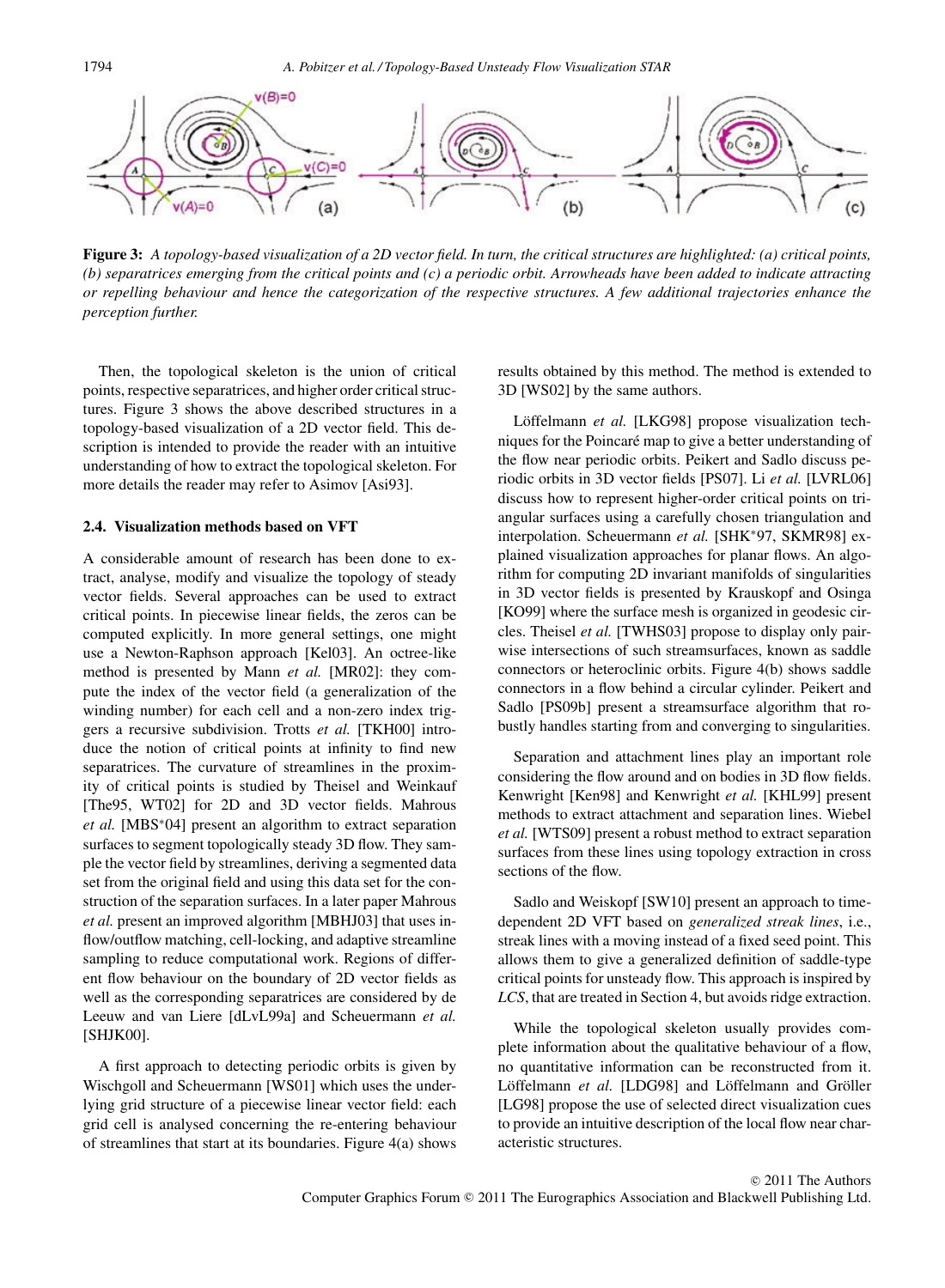**Figure 3:** *A topology-based visualization of a 2D vector field. In turn, the critical structures are highlighted: (a) critical points, (b) separatrices emerging from the critical points and (c) a periodic orbit. Arrowheads have been added to indicate attracting or repelling behaviour and hence the categorization of the respective structures. A few additional trajectories enhance the perception further.*

Then, the topological skeleton is the union of critical points, respective separatrices, and higher order critical structures. Figure 3 shows the above described structures in a topology-based visualization of a 2D vector field. This description is intended to provide the reader with an intuitive understanding of how to extract the topological skeleton. For more details the reader may refer to Asimov [Asi93].

### 2.4. Visualization methods based on VFT

A considerable amount of research has been done to extract, analyse, modify and visualize the topology of steady vector fields. Several approaches can be used to extract critical points. In piecewise linear fields, the zeros can be computed explicitly. In more general settings, one might use a Newton-Raphson approach [Kel03]. An octree-like method is presented by Mann *et al.* [MR02]: they compute the index of the vector field (a generalization of the winding number) for each cell and a non-zero index triggers a recursive subdivision. Trotts *et al.* [TKH00] introduce the notion of critical points at infinity to find new separatrices. The curvature of streamlines in the proximity of critical points is studied by Theisel and Weinkauf [The95, WT02] for 2D and 3D vector fields. Mahrous *et al.* [MBS*04] present an algorithm to extract separation surfaces to segment topologically steady 3D flow. They sample the vector field by streamlines, deriving a segmented data set from the original field and using this data set for the construction of the separation surfaces. In a later paper Mahrous *et al.* present an improved algorithm [MBHJ03] that uses inflow/outflow matching, cell-locking, and adaptive streamline sampling to reduce computational work. Regions of different flow behaviour on the boundary of 2D vector fields as well as the corresponding separatrices are considered by de Leeuw and van Liere [dLvL99a] and Scheuermann *et al.* [SHJK00].

A first approach to detecting periodic orbits is given by Wischgoll and Scheuermann [WS01] which uses the underlying grid structure of a piecewise linear vector field: each grid cell is analysed concerning the re-entering behaviour of streamlines that start at its boundaries. Figure 4(a) shows results obtained by this method. The method is extended to 3D [WS02] by the same authors.

Löffelmann *et al.* [LKG98] propose visualization techniques for the Poincaré map to give a better understanding of the flow near periodic orbits. Peikert and Sadlo discuss periodic orbits in 3D vector fields [PS07]. Li *et al.* [LVRL06] discuss how to represent higher-order critical points on triangular surfaces using a carefully chosen triangulation and interpolation. Scheuermann *et al.* [SHK*97, SKMR98] explained visualization approaches for planar flows. An algorithm for computing 2D invariant manifolds of singularities in 3D vector fields is presented by Krauskopf and Osinga [KO99] where the surface mesh is organized in geodesic circles. Theisel *et al.* [TWHS03] propose to display only pairwise intersections of such streamsurfaces, known as saddle connectors or heteroclinic orbits. Figure 4(b) shows saddle connectors in a flow behind a circular cylinder. Peikert and Sadlo [PS09b] present a streamsurface algorithm that robustly handles starting from and converging to singularities.

Separation and attachment lines play an important role considering the flow around and on bodies in 3D flow fields. Kenwright [Ken98] and Kenwright *et al.* [KHL99] present methods to extract attachment and separation lines. Wiebel *et al.* [WTS09] present a robust method to extract separation surfaces from these lines using topology extraction in cross sections of the flow.

Sadlo and Weiskopf [SW10] present an approach to time-dependent 2D VFT based on *generalized streak lines*, i.e., streak lines with a moving instead of a fixed seed point. This allows them to give a generalized definition of saddle-type critical points for unsteady flow. This approach is inspired by *LCS*, that are treated in Section 4, but avoids ridge extraction.

While the topological skeleton usually provides complete information about the qualitative behaviour of a flow, no quantitative information can be reconstructed from it. Löffelmann *et al.* [LDG98] and Löffelmann and Gröller [LG98] propose the use of selected direct visualization cues to provide an intuitive description of the local flow near characteristic structures.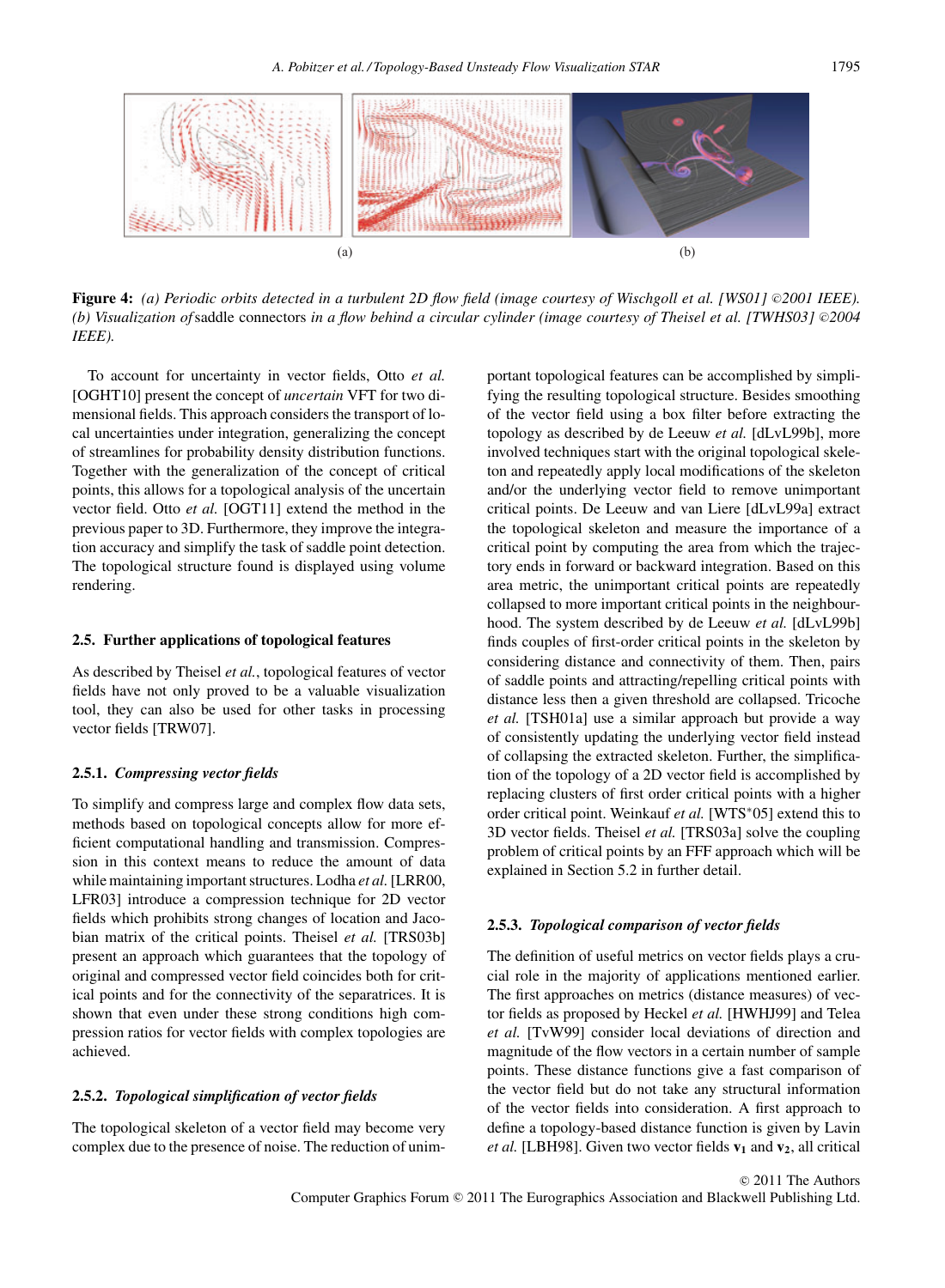(a)

(b)

**Figure 4:** *(a) Periodic orbits detected in a turbulent 2D flow field (image courtesy of Wischgoll et al. [WS01] ©2001 IEEE). (b) Visualization of* saddle connectors *in a flow behind a circular cylinder (image courtesy of Theisel et al. [TWHS03] ©2004 IEEE).*

To account for uncertainty in vector fields, Otto *et al.* [OGHT10] present the concept of *uncertain* VFT for two dimensional fields. This approach considers the transport of local uncertainties under integration, generalizing the concept of streamlines for probability density distribution functions. Together with the generalization of the concept of critical points, this allows for a topological analysis of the uncertain vector field. Otto *et al.* [OGT11] extend the method in the previous paper to 3D. Furthermore, they improve the integration accuracy and simplify the task of saddle point detection. The topological structure found is displayed using volume rendering.

### 2.5. Further applications of topological features

As described by Theisel *et al.*, topological features of vector fields have not only proved to be a valuable visualization tool, they can also be used for other tasks in processing vector fields [TRW07].

#### 2.5.1. *Compressing vector fields*

To simplify and compress large and complex flow data sets, methods based on topological concepts allow for more efficient computational handling and transmission. Compression in this context means to reduce the amount of data while maintaining important structures. Lodha *et al.* [LRR00, LFR03] introduce a compression technique for 2D vector fields which prohibits strong changes of location and Jacobian matrix of the critical points. Theisel *et al.* [TRS03b] present an approach which guarantees that the topology of original and compressed vector field coincides both for critical points and for the connectivity of the separatrices. It is shown that even under these strong conditions high compression ratios for vector fields with complex topologies are achieved.

#### 2.5.2. *Topological simplification of vector fields*

The topological skeleton of a vector field may become very complex due to the presence of noise. The reduction of unimportant topological features can be accomplished by simplifying the resulting topological structure. Besides smoothing of the vector field using a box filter before extracting the topology as described by de Leeuw *et al.* [dLvL99b], more involved techniques start with the original topological skeleton and repeatedly apply local modifications of the skeleton and/or the underlying vector field to remove unimportant critical points. De Leeuw and van Liere [dLvL99a] extract the topological skeleton and measure the importance of a critical point by computing the area from which the trajectory ends in forward or backward integration. Based on this area metric, the unimportant critical points are repeatedly collapsed to more important critical points in the neighbourhood. The system described by de Leeuw *et al.* [dLvL99b] finds couples of first-order critical points in the skeleton by considering distance and connectivity of them. Then, pairs of saddle points and attracting/repelling critical points with distance less then a given threshold are collapsed. Tricoche *et al.* [TSH01a] use a similar approach but provide a way of consistently updating the underlying vector field instead of collapsing the extracted skeleton. Further, the simplification of the topology of a 2D vector field is accomplished by replacing clusters of first order critical points with a higher order critical point. Weinkauf *et al.* [WTS*05] extend this to 3D vector fields. Theisel *et al.* [TRS03a] solve the coupling problem of critical points by an FFF approach which will be explained in Section 5.2 in further detail.

#### 2.5.3. *Topological comparison of vector fields*

The definition of useful metrics on vector fields plays a crucial role in the majority of applications mentioned earlier. The first approaches on metrics (distance measures) of vector fields as proposed by Heckel *et al.* [HWHJ99] and Telea *et al.* [TvW99] consider local deviations of direction and magnitude of the flow vectors in a certain number of sample points. These distance functions give a fast comparison of the vector field but do not take any structural information of the vector fields into consideration. A first approach to define a topology-based distance function is given by Lavin *et al.* [LBH98]. Given two vector fields $\mathbf{v_1}$ and $\mathbf{v_2}$, all critical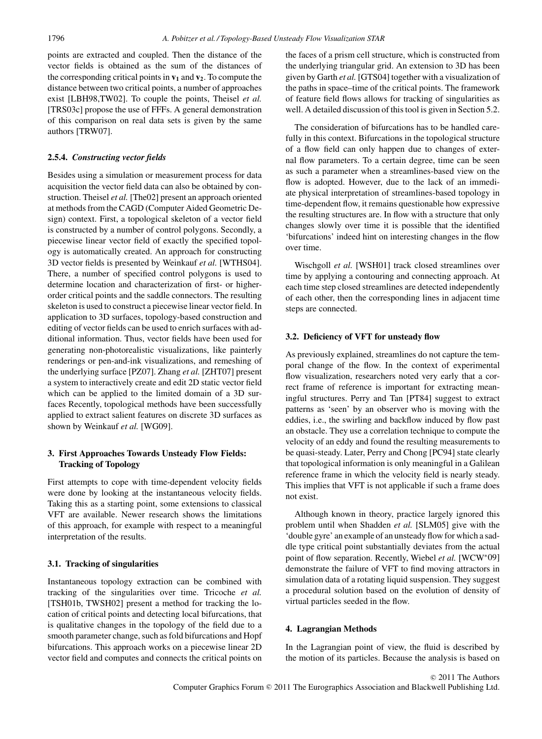points are extracted and coupled. Then the distance of the vector fields is obtained as the sum of the distances of the corresponding critical points in $\mathbf{v_1}$ and $\mathbf{v_2}$. To compute the distance between two critical points, a number of approaches exist [LBH98,TW02]. To couple the points, Theisel *et al.* [TRS03c] propose the use of FFFs. A general demonstration of this comparison on real data sets is given by the same authors [TRW07].

#### 2.5.4. *Constructing vector fields*

Besides using a simulation or measurement process for data acquisition the vector field data can also be obtained by construction. Theisel *et al.* [The02] present an approach oriented at methods from the CAGD (Computer Aided Geometric Design) context. First, a topological skeleton of a vector field is constructed by a number of control polygons. Secondly, a piecewise linear vector field of exactly the specified topology is automatically created. An approach for constructing 3D vector fields is presented by Weinkauf *et al.* [WTHS04]. There, a number of specified control polygons is used to determine location and characterization of first- or higher-order critical points and the saddle connectors. The resulting skeleton is used to construct a piecewise linear vector field. In application to 3D surfaces, topology-based construction and editing of vector fields can be used to enrich surfaces with additional information. Thus, vector fields have been used for generating non-photorealistic visualizations, like painterly renderings or pen-and-ink visualizations, and remeshing of the underlying surface [PZ07]. Zhang *et al.* [ZHT07] present a system to interactively create and edit 2D static vector field which can be applied to the limited domain of a 3D surfaces Recently, topological methods have been successfully applied to extract salient features on discrete 3D surfaces as shown by Weinkauf *et al.* [WG09].

## 3. First Approaches Towards Unsteady Flow Fields: Tracking of Topology

First attempts to cope with time-dependent velocity fields were done by looking at the instantaneous velocity fields. Taking this as a starting point, some extensions to classical VFT are available. Newer research shows the limitations of this approach, for example with respect to a meaningful interpretation of the results.

### 3.1. Tracking of singularities

Instantaneous topology extraction can be combined with tracking of the singularities over time. Tricoche *et al.* [TSH01b, TWSH02] present a method for tracking the location of critical points and detecting local bifurcations, that is qualitative changes in the topology of the field due to a smooth parameter change, such as fold bifurcations and Hopf bifurcations. This approach works on a piecewise linear 2D vector field and computes and connects the critical points on the faces of a prism cell structure, which is constructed from the underlying triangular grid. An extension to 3D has been given by Garth *et al.* [GTS04] together with a visualization of the paths in space–time of the critical points. The framework of feature field flows allows for tracking of singularities as well. A detailed discussion of this tool is given in Section 5.2.

The consideration of bifurcations has to be handled carefully in this context. Bifurcations in the topological structure of a flow field can only happen due to changes of external flow parameters. To a certain degree, time can be seen as such a parameter when a streamlines-based view on the flow is adopted. However, due to the lack of an immediate physical interpretation of streamlines-based topology in time-dependent flow, it remains questionable how expressive the resulting structures are. In flow with a structure that only changes slowly over time it is possible that the identified 'bifurcations' indeed hint on interesting changes in the flow over time.

Wischgoll *et al.* [WSH01] track closed streamlines over time by applying a contouring and connecting approach. At each time step closed streamlines are detected independently of each other, then the corresponding lines in adjacent time steps are connected.

### 3.2. Deficiency of VFT for unsteady flow

As previously explained, streamlines do not capture the temporal change of the flow. In the context of experimental flow visualization, researchers noted very early that a correct frame of reference is important for extracting meaningful structures. Perry and Tan [PT84] suggest to extract patterns as 'seen' by an observer who is moving with the eddies, i.e., the swirling and backflow induced by flow past an obstacle. They use a correlation technique to compute the velocity of an eddy and found the resulting measurements to be quasi-steady. Later, Perry and Chong [PC94] state clearly that topological information is only meaningful in a Galilean reference frame in which the velocity field is nearly steady. This implies that VFT is not applicable if such a frame does not exist.

Although known in theory, practice largely ignored this problem until when Shadden *et al.* [SLM05] give with the 'double gyre' an example of an unsteady flow for which a saddle type critical point substantially deviates from the actual point of flow separation. Recently, Wiebel *et al.* [WCW*09] demonstrate the failure of VFT to find moving attractors in simulation data of a rotating liquid suspension. They suggest a procedural solution based on the evolution of density of virtual particles seeded in the flow.

## 4. Lagrangian Methods

In the Lagrangian point of view, the fluid is described by the motion of its particles. Because the analysis is based on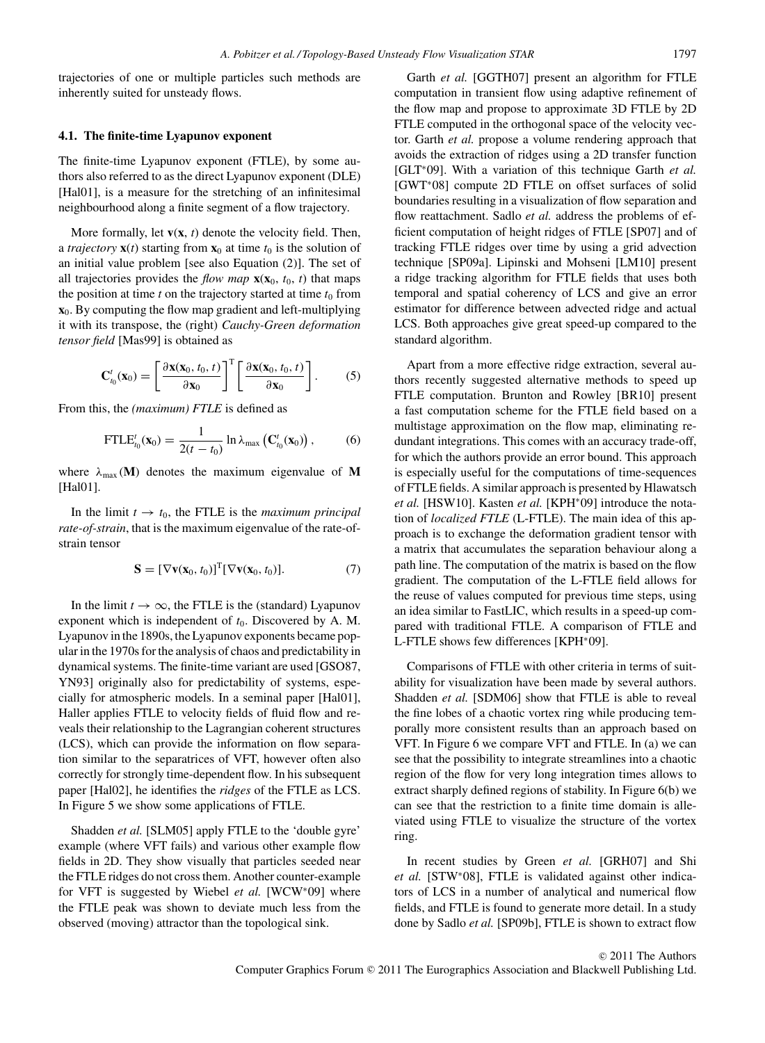trajectories of one or multiple particles such methods are inherently suited for unsteady flows.

### 4.1. The finite-time Lyapunov exponent

The finite-time Lyapunov exponent (FTLE), by some authors also referred to as the direct Lyapunov exponent (DLE) [Hal01], is a measure for the stretching of an infinitesimal neighbourhood along a finite segment of a flow trajectory.

More formally, let $\mathbf{v}(\mathbf{x}, t)$ denote the velocity field. Then, a *trajectory* $\mathbf{x}(t)$ starting from $\mathbf{x}_0$ at time $t_0$ is the solution of an initial value problem [see also Equation (2)]. The set of all trajectories provides the *flow map* $\mathbf{x}(\mathbf{x}_0, t_0, t)$ that maps the position at time $t$ on the trajectory started at time $t_0$ from $\mathbf{x}_0$. By computing the flow map gradient and left-multiplying it with its transpose, the (right) *Cauchy-Green deformation tensor field* [Mas99] is obtained as

$$\mathbf{C}_{t_0}^{t}(\mathbf{x}_0) = \left[\frac{\partial \mathbf{x}(\mathbf{x}_0, t_0, t)}{\partial \mathbf{x}_0}\right]^{\mathrm{T}} \left[\frac{\partial \mathbf{x}(\mathbf{x}_0, t_0, t)}{\partial \mathbf{x}_0}\right]. \quad (5)$$

From this, the *(maximum) FTLE* is defined as

$$\mathrm{FTLE}_{t_0}^{t}(\mathbf{x}_0) = \frac{1}{2(t - t_0)} \ln \lambda_{\max}\left(\mathbf{C}_{t_0}^{t}(\mathbf{x}_0)\right), \quad (6)$$

where $\lambda_{\max}(\mathbf{M})$ denotes the maximum eigenvalue of $\mathbf{M}$ [Hal01].

In the limit $t \to t_0$, the FTLE is the *maximum principal rate-of-strain*, that is the maximum eigenvalue of the rate-of-strain tensor

$$\mathbf{S} = [\nabla \mathbf{v}(\mathbf{x}_0, t_0)]^{\mathrm{T}} [\nabla \mathbf{v}(\mathbf{x}_0, t_0)]. \quad (7)$$

In the limit $t \to \infty$, the FTLE is the (standard) Lyapunov exponent which is independent of $t_0$. Discovered by A. M. Lyapunov in the 1890s, the Lyapunov exponents became popular in the 1970s for the analysis of chaos and predictability in dynamical systems. The finite-time variant are used [GSO87, YN93] originally also for predictability of systems, especially for atmospheric models. In a seminal paper [Hal01], Haller applies FTLE to velocity fields of fluid flow and reveals their relationship to the Lagrangian coherent structures (LCS), which can provide the information on flow separation similar to the separatrices of VFT, however often also correctly for strongly time-dependent flow. In his subsequent paper [Hal02], he identifies the *ridges* of the FTLE as LCS. In Figure 5 we show some applications of FTLE.

Shadden *et al.* [SLM05] apply FTLE to the 'double gyre' example (where VFT fails) and various other example flow fields in 2D. They show visually that particles seeded near the FTLE ridges do not cross them. Another counter-example for VFT is suggested by Wiebel *et al.* [WCW*09] where the FTLE peak was shown to deviate much less from the observed (moving) attractor than the topological sink.

Garth *et al.* [GGTH07] present an algorithm for FTLE computation in transient flow using adaptive refinement of the flow map and propose to approximate 3D FTLE by 2D FTLE computed in the orthogonal space of the velocity vector. Garth *et al.* propose a volume rendering approach that avoids the extraction of ridges using a 2D transfer function [GLT*09]. With a variation of this technique Garth *et al.* [GWT*08] compute 2D FTLE on offset surfaces of solid boundaries resulting in a visualization of flow separation and flow reattachment. Sadlo *et al.* address the problems of efficient computation of height ridges of FTLE [SP07] and of tracking FTLE ridges over time by using a grid advection technique [SP09a]. Lipinski and Mohseni [LM10] present a ridge tracking algorithm for FTLE fields that uses both temporal and spatial coherency of LCS and give an error estimator for difference between advected ridge and actual LCS. Both approaches give great speed-up compared to the standard algorithm.

Apart from a more effective ridge extraction, several authors recently suggested alternative methods to speed up FTLE computation. Brunton and Rowley [BR10] present a fast computation scheme for the FTLE field based on a multistage approximation on the flow map, eliminating redundant integrations. This comes with an accuracy trade-off, for which the authors provide an error bound. This approach is especially useful for the computations of time-sequences of FTLE fields. A similar approach is presented by Hlawatsch *et al.* [HSW10]. Kasten *et al.* [KPH*09] introduce the notation of *localized FTLE* (L-FTLE). The main idea of this approach is to exchange the deformation gradient tensor with a matrix that accumulates the separation behaviour along a path line. The computation of the matrix is based on the flow gradient. The computation of the L-FTLE field allows for the reuse of values computed for previous time steps, using an idea similar to FastLIC, which results in a speed-up compared with traditional FTLE. A comparison of FTLE and L-FTLE shows few differences [KPH*09].

Comparisons of FTLE with other criteria in terms of suitability for visualization have been made by several authors. Shadden *et al.* [SDM06] show that FTLE is able to reveal the fine lobes of a chaotic vortex ring while producing temporally more consistent results than an approach based on VFT. In Figure 6 we compare VFT and FTLE. In (a) we can see that the possibility to integrate streamlines into a chaotic region of the flow for very long integration times allows to extract sharply defined regions of stability. In Figure 6(b) we can see that the restriction to a finite time domain is alleviated using FTLE to visualize the structure of the vortex ring.

In recent studies by Green *et al.* [GRH07] and Shi *et al.* [STW*08], FTLE is validated against other indicators of LCS in a number of analytical and numerical flow fields, and FTLE is found to generate more detail. In a study done by Sadlo *et al.* [SP09b], FTLE is shown to extract flow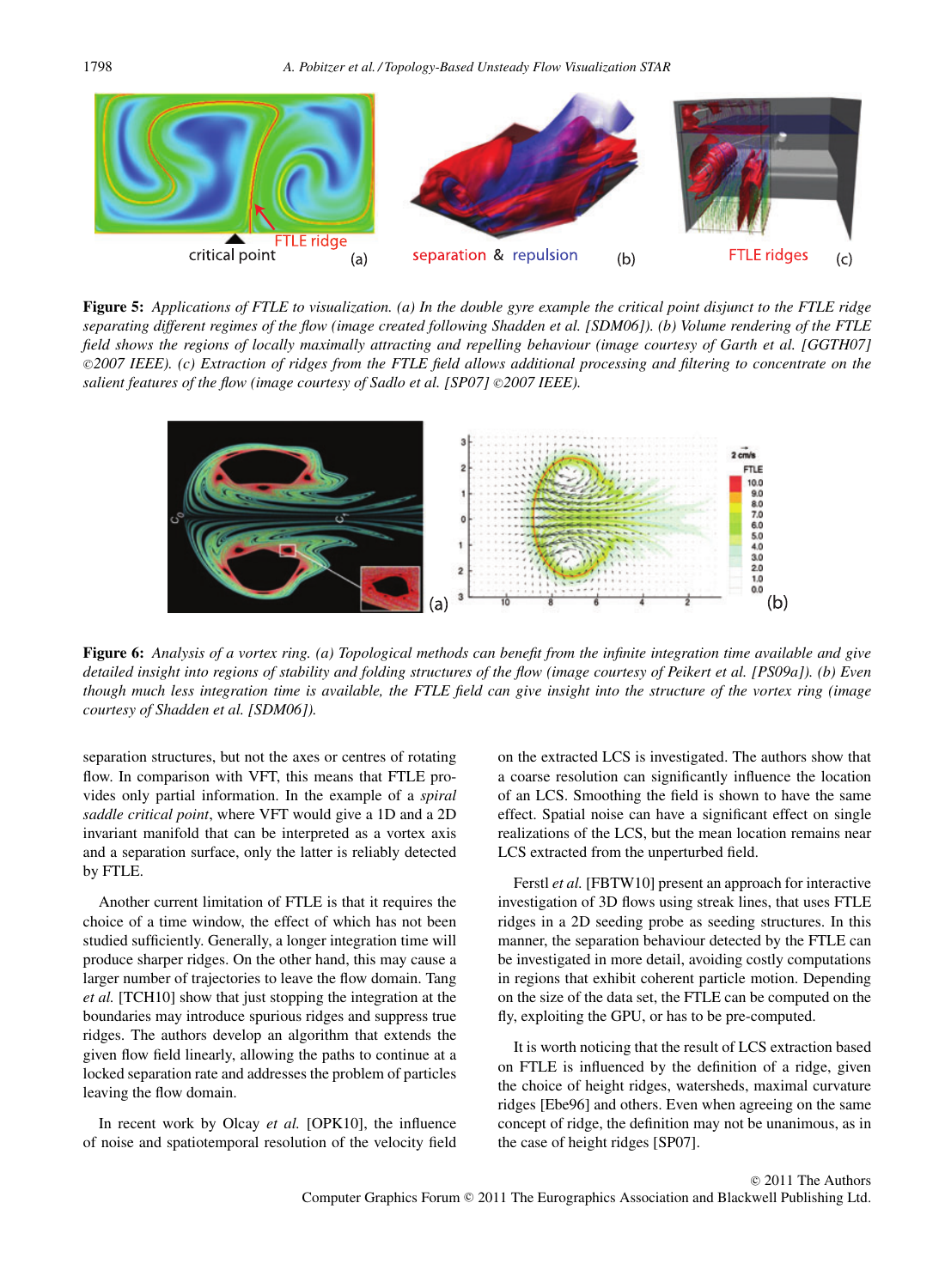**Figure 5:** *Applications of FTLE to visualization. (a) In the double gyre example the critical point disjunct to the FTLE ridge separating different regimes of the flow (image created following Shadden et al. [SDM06]). (b) Volume rendering of the FTLE field shows the regions of locally maximally attracting and repelling behaviour (image courtesy of Garth et al. [GGTH07] ©2007 IEEE). (c) Extraction of ridges from the FTLE field allows additional processing and filtering to concentrate on the salient features of the flow (image courtesy of Sadlo et al. [SP07] ©2007 IEEE).*

**Figure 6:** *Analysis of a vortex ring. (a) Topological methods can benefit from the infinite integration time available and give detailed insight into regions of stability and folding structures of the flow (image courtesy of Peikert et al. [PS09a]). (b) Even though much less integration time is available, the FTLE field can give insight into the structure of the vortex ring (image courtesy of Shadden et al. [SDM06]).*

separation structures, but not the axes or centres of rotating flow. In comparison with VFT, this means that FTLE provides only partial information. In the example of a *spiral saddle critical point*, where VFT would give a 1D and a 2D invariant manifold that can be interpreted as a vortex axis and a separation surface, only the latter is reliably detected by FTLE.

Another current limitation of FTLE is that it requires the choice of a time window, the effect of which has not been studied sufficiently. Generally, a longer integration time will produce sharper ridges. On the other hand, this may cause a larger number of trajectories to leave the flow domain. Tang *et al.* [TCH10] show that just stopping the integration at the boundaries may introduce spurious ridges and suppress true ridges. The authors develop an algorithm that extends the given flow field linearly, allowing the paths to continue at a locked separation rate and addresses the problem of particles leaving the flow domain.

In recent work by Olcay *et al.* [OPK10], the influence of noise and spatiotemporal resolution of the velocity field on the extracted LCS is investigated. The authors show that a coarse resolution can significantly influence the location of an LCS. Smoothing the field is shown to have the same effect. Spatial noise can have a significant effect on single realizations of the LCS, but the mean location remains near LCS extracted from the unperturbed field.

Ferstl *et al.* [FBTW10] present an approach for interactive investigation of 3D flows using streak lines, that uses FTLE ridges in a 2D seeding probe as seeding structures. In this manner, the separation behaviour detected by the FTLE can be investigated in more detail, avoiding costly computations in regions that exhibit coherent particle motion. Depending on the size of the data set, the FTLE can be computed on the fly, exploiting the GPU, or has to be pre-computed.

It is worth noticing that the result of LCS extraction based on FTLE is influenced by the definition of a ridge, given the choice of height ridges, watersheds, maximal curvature ridges [Ebe96] and others. Even when agreeing on the same concept of ridge, the definition may not be unanimous, as in the case of height ridges [SP07].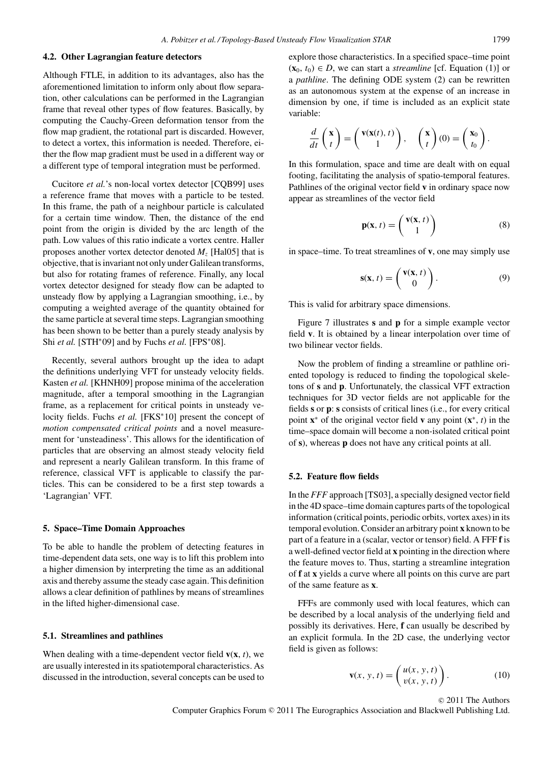### 4.2. Other Lagrangian feature detectors

Although FTLE, in addition to its advantages, also has the aforementioned limitation to inform only about flow separation, other calculations can be performed in the Lagrangian frame that reveal other types of flow features. Basically, by computing the Cauchy-Green deformation tensor from the flow map gradient, the rotational part is discarded. However, to detect a vortex, this information is needed. Therefore, either the flow map gradient must be used in a different way or a different type of temporal integration must be performed.

Cucitore *et al.*'s non-local vortex detector [CQB99] uses a reference frame that moves with a particle to be tested. In this frame, the path of a neighbour particle is calculated for a certain time window. Then, the distance of the end point from the origin is divided by the arc length of the path. Low values of this ratio indicate a vortex centre. Haller proposes another vortex detector denoted $M_z$ [Hal05] that is objective, that is invariant not only under Galilean transforms, but also for rotating frames of reference. Finally, any local vortex detector designed for steady flow can be adapted to unsteady flow by applying a Lagrangian smoothing, i.e., by computing a weighted average of the quantity obtained for the same particle at several time steps. Lagrangian smoothing has been shown to be better than a purely steady analysis by Shi *et al.* [STH*09] and by Fuchs *et al.* [FPS*08].

Recently, several authors brought up the idea to adapt the definitions underlying VFT for unsteady velocity fields. Kasten *et al.* [KHNH09] propose minima of the acceleration magnitude, after a temporal smoothing in the Lagrangian frame, as a replacement for critical points in unsteady velocity fields. Fuchs *et al.* [FKS*10] present the concept of *motion compensated critical points* and a novel measurement for 'unsteadiness'. This allows for the identification of particles that are observing an almost steady velocity field and represent a nearly Galilean transform. In this frame of reference, classical VFT is applicable to classify the particles. This can be considered to be a first step towards a 'Lagrangian' VFT.

## 5. Space–Time Domain Approaches

To be able to handle the problem of detecting features in time-dependent data sets, one way is to lift this problem into a higher dimension by interpreting the time as an additional axis and thereby assume the steady case again. This definition allows a clear definition of pathlines by means of streamlines in the lifted higher-dimensional case.

### 5.1. Streamlines and pathlines

When dealing with a time-dependent vector field $\mathbf{v}(\mathbf{x}, t)$, we are usually interested in its spatiotemporal characteristics. As discussed in the introduction, several concepts can be used to explore those characteristics. In a specified space–time point $(\mathbf{x}_0, t_0) \in D$, we can start a *streamline* [cf. Equation (1)] or a *pathline*. The defining ODE system (2) can be rewritten as an autonomous system at the expense of an increase in dimension by one, if time is included as an explicit state variable:

$$\frac{d}{dt}\begin{pmatrix}\mathbf{x}\\ t\end{pmatrix} = \begin{pmatrix}\mathbf{v}(\mathbf{x}(t), t)\\ 1\end{pmatrix}, \quad \begin{pmatrix}\mathbf{x}\\ t\end{pmatrix}(0) = \begin{pmatrix}\mathbf{x}_0\\ t_0\end{pmatrix}.$$

In this formulation, space and time are dealt with on equal footing, facilitating the analysis of spatio-temporal features. Pathlines of the original vector field $\mathbf{v}$ in ordinary space now appear as streamlines of the vector field

$$\mathbf{p}(\mathbf{x}, t) = \begin{pmatrix}\mathbf{v}(\mathbf{x}, t)\\ 1\end{pmatrix} \tag{8}$$

in space–time. To treat streamlines of $\mathbf{v}$, one may simply use

$$\mathbf{s}(\mathbf{x}, t) = \begin{pmatrix}\mathbf{v}(\mathbf{x}, t)\\ 0\end{pmatrix}. \tag{9}$$

This is valid for arbitrary space dimensions.

Figure 7 illustrates $\mathbf{s}$ and $\mathbf{p}$ for a simple example vector field $\mathbf{v}$. It is obtained by a linear interpolation over time of two bilinear vector fields.

Now the problem of finding a streamline or pathline oriented topology is reduced to finding the topological skeletons of $\mathbf{s}$ and $\mathbf{p}$. Unfortunately, the classical VFT extraction techniques for 3D vector fields are not applicable for the fields $\mathbf{s}$ or $\mathbf{p}$: $\mathbf{s}$ consists of critical lines (i.e., for every critical point $\mathbf{x}^*$ of the original vector field $\mathbf{v}$ any point $(\mathbf{x}^*, t)$ in the time–space domain will become a non-isolated critical point of $\mathbf{s}$), whereas $\mathbf{p}$ does not have any critical points at all.

### 5.2. Feature flow fields

In the *FFF* approach [TS03], a specially designed vector field in the 4D space–time domain captures parts of the topological information (critical points, periodic orbits, vortex axes) in its temporal evolution. Consider an arbitrary point $\mathbf{x}$ known to be part of a feature in a (scalar, vector or tensor) field. A FFF $\mathbf{f}$ is a well-defined vector field at $\mathbf{x}$ pointing in the direction where the feature moves to. Thus, starting a streamline integration of $\mathbf{f}$ at $\mathbf{x}$ yields a curve where all points on this curve are part of the same feature as $\mathbf{x}$.

FFFs are commonly used with local features, which can be described by a local analysis of the underlying field and possibly its derivatives. Here, $\mathbf{f}$ can usually be described by an explicit formula. In the 2D case, the underlying vector field is given as follows:

$$\mathbf{v}(x, y, t) = \begin{pmatrix}u(x, y, t)\\ v(x, y, t)\end{pmatrix}. \tag{10}$$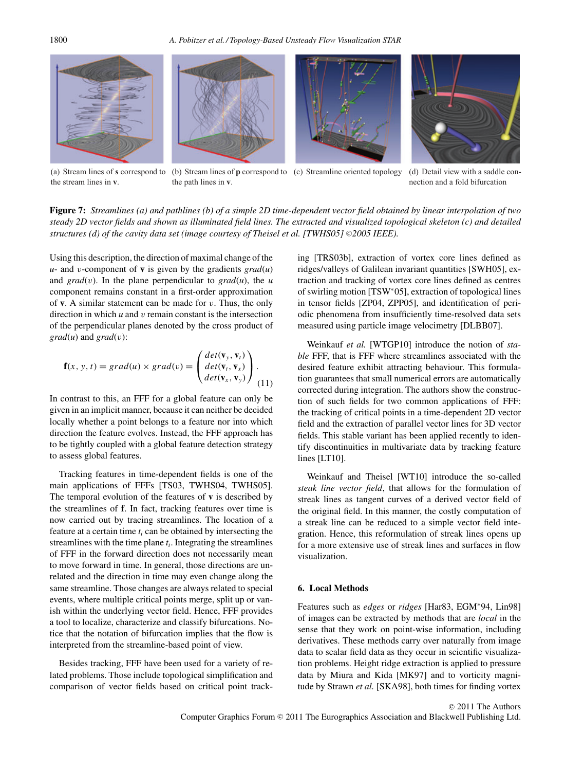(a) Stream lines of **s** correspond to the stream lines in **v**.

(b) Stream lines of **p** correspond to the path lines in **v**.

(c) Streamline oriented topology

(d) Detail view with a saddle connection and a fold bifurcation

**Figure 7:** *Streamlines (a) and pathlines (b) of a simple 2D time-dependent vector field obtained by linear interpolation of two steady 2D vector fields and shown as illuminated field lines. The extracted and visualized topological skeleton (c) and detailed structures (d) of the cavity data set (image courtesy of Theisel et al. [TWHS05] ©2005 IEEE).*

Using this description, the direction of maximal change of the $u$- and $v$-component of $\mathbf{v}$ is given by the gradients $grad(u)$ and $grad(v)$. In the plane perpendicular to $grad(u)$, the $u$ component remains constant in a first-order approximation of $\mathbf{v}$. A similar statement can be made for $v$. Thus, the only direction in which $u$ and $v$ remain constant is the intersection of the perpendicular planes denoted by the cross product of $grad(u)$ and $grad(v)$:

$$\mathbf{f}(x, y, t) = grad(u) \times grad(v) = \begin{pmatrix} det(\mathbf{v}_y, \mathbf{v}_t) \\ det(\mathbf{v}_t, \mathbf{v}_x) \\ det(\mathbf{v}_x, \mathbf{v}_y) \end{pmatrix}. \quad (11)$$

In contrast to this, an FFF for a global feature can only be given in an implicit manner, because it can neither be decided locally whether a point belongs to a feature nor into which direction the feature evolves. Instead, the FFF approach has to be tightly coupled with a global feature detection strategy to assess global features.

Tracking features in time-dependent fields is one of the main applications of FFFs [TS03, TWHS04, TWHS05]. The temporal evolution of the features of $\mathbf{v}$ is described by the streamlines of $\mathbf{f}$. In fact, tracking features over time is now carried out by tracing streamlines. The location of a feature at a certain time $t_i$ can be obtained by intersecting the streamlines with the time plane $t_i$. Integrating the streamlines of FFF in the forward direction does not necessarily mean to move forward in time. In general, those directions are unrelated and the direction in time may even change along the same streamline. Those changes are always related to special events, where multiple critical points merge, split up or vanish within the underlying vector field. Hence, FFF provides a tool to localize, characterize and classify bifurcations. Notice that the notation of bifurcation implies that the flow is interpreted from the streamline-based point of view.

Besides tracking, FFF have been used for a variety of related problems. Those include topological simplification and comparison of vector fields based on critical point tracking [TRS03b], extraction of vortex core lines defined as ridges/valleys of Galilean invariant quantities [SWH05], extraction and tracking of vortex core lines defined as centres of swirling motion [TSW*05], extraction of topological lines in tensor fields [ZP04, ZPP05], and identification of periodic phenomena from insufficiently time-resolved data sets measured using particle image velocimetry [DLBB07].

Weinkauf *et al.* [WTGP10] introduce the notion of *stable* FFF, that is FFF where streamlines associated with the desired feature exhibit attracting behaviour. This formulation guarantees that small numerical errors are automatically corrected during integration. The authors show the construction of such fields for two common applications of FFF: the tracking of critical points in a time-dependent 2D vector field and the extraction of parallel vector lines for 3D vector fields. This stable variant has been applied recently to identify discontinuities in multivariate data by tracking feature lines [LT10].

Weinkauf and Theisel [WT10] introduce the so-called *steak line vector field*, that allows for the formulation of streak lines as tangent curves of a derived vector field of the original field. In this manner, the costly computation of a streak line can be reduced to a simple vector field integration. Hence, this reformulation of streak lines opens up for a more extensive use of streak lines and surfaces in flow visualization.

## 6. Local Methods

Features such as *edges* or *ridges* [Har83, EGM*94, Lin98] of images can be extracted by methods that are *local* in the sense that they work on point-wise information, including derivatives. These methods carry over naturally from image data to scalar field data as they occur in scientific visualization problems. Height ridge extraction is applied to pressure data by Miura and Kida [MK97] and to vorticity magnitude by Strawn *et al.* [SKA98], both times for finding vortex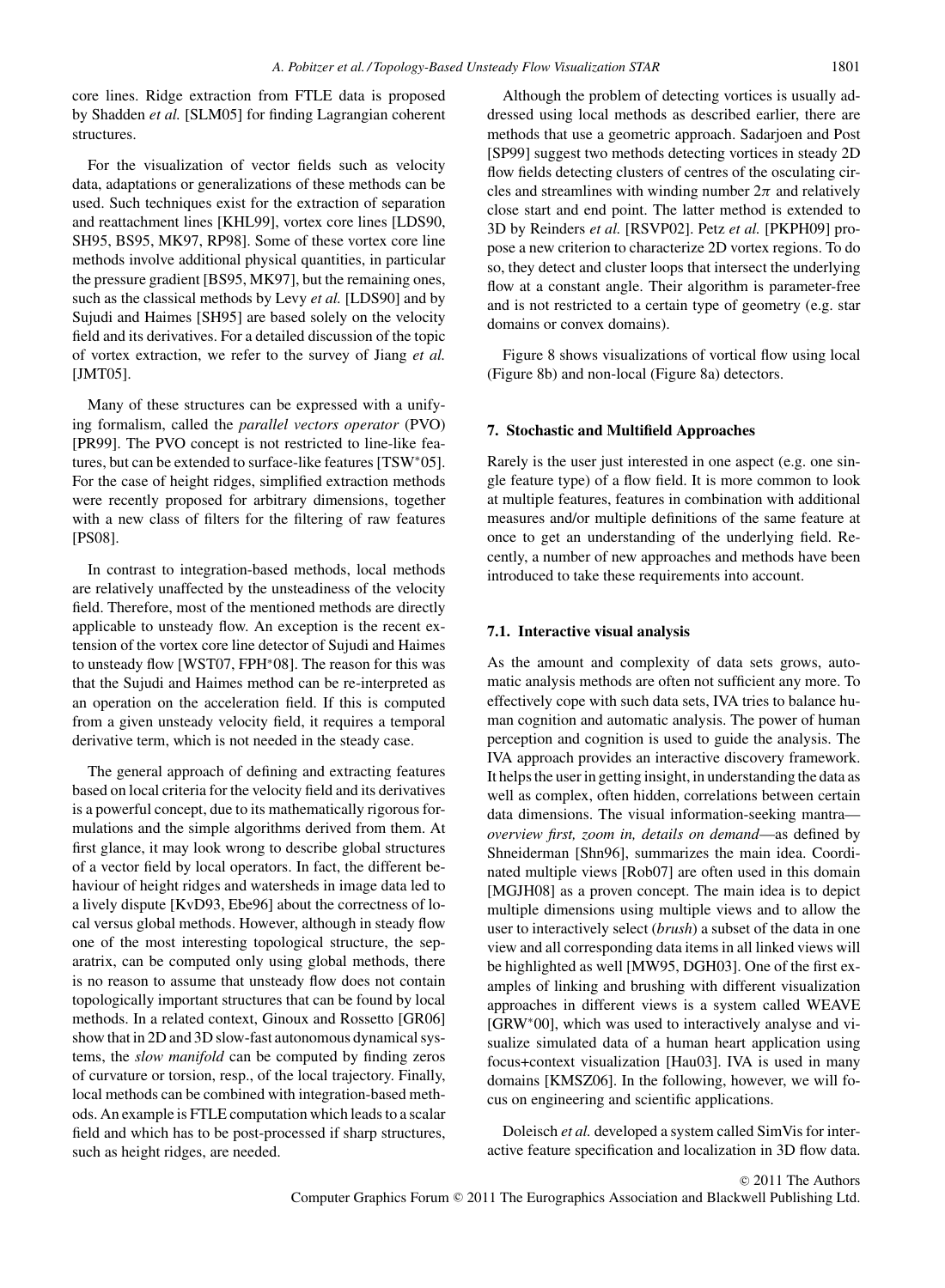core lines. Ridge extraction from FTLE data is proposed by Shadden *et al.* [SLM05] for finding Lagrangian coherent structures.

For the visualization of vector fields such as velocity data, adaptations or generalizations of these methods can be used. Such techniques exist for the extraction of separation and reattachment lines [KHL99], vortex core lines [LDS90, SH95, BS95, MK97, RP98]. Some of these vortex core line methods involve additional physical quantities, in particular the pressure gradient [BS95, MK97], but the remaining ones, such as the classical methods by Levy *et al.* [LDS90] and by Sujudi and Haimes [SH95] are based solely on the velocity field and its derivatives. For a detailed discussion of the topic of vortex extraction, we refer to the survey of Jiang *et al.* [JMT05].

Many of these structures can be expressed with a unifying formalism, called the *parallel vectors operator* (PVO) [PR99]. The PVO concept is not restricted to line-like features, but can be extended to surface-like features [TSW*05]. For the case of height ridges, simplified extraction methods were recently proposed for arbitrary dimensions, together with a new class of filters for the filtering of raw features [PS08].

In contrast to integration-based methods, local methods are relatively unaffected by the unsteadiness of the velocity field. Therefore, most of the mentioned methods are directly applicable to unsteady flow. An exception is the recent extension of the vortex core line detector of Sujudi and Haimes to unsteady flow [WST07, FPH*08]. The reason for this was that the Sujudi and Haimes method can be re-interpreted as an operation on the acceleration field. If this is computed from a given unsteady velocity field, it requires a temporal derivative term, which is not needed in the steady case.

The general approach of defining and extracting features based on local criteria for the velocity field and its derivatives is a powerful concept, due to its mathematically rigorous formulations and the simple algorithms derived from them. At first glance, it may look wrong to describe global structures of a vector field by local operators. In fact, the different behaviour of height ridges and watersheds in image data led to a lively dispute [KvD93, Ebe96] about the correctness of local versus global methods. However, although in steady flow one of the most interesting topological structure, the separatrix, can be computed only using global methods, there is no reason to assume that unsteady flow does not contain topologically important structures that can be found by local methods. In a related context, Ginoux and Rossetto [GR06] show that in 2D and 3D slow-fast autonomous dynamical systems, the *slow manifold* can be computed by finding zeros of curvature or torsion, resp., of the local trajectory. Finally, local methods can be combined with integration-based methods. An example is FTLE computation which leads to a scalar field and which has to be post-processed if sharp structures, such as height ridges, are needed.

Although the problem of detecting vortices is usually addressed using local methods as described earlier, there are methods that use a geometric approach. Sadarjoen and Post [SP99] suggest two methods detecting vortices in steady 2D flow fields detecting clusters of centres of the osculating circles and streamlines with winding number $2\pi$ and relatively close start and end point. The latter method is extended to 3D by Reinders *et al.* [RSVP02]. Petz *et al.* [PKPH09] propose a new criterion to characterize 2D vortex regions. To do so, they detect and cluster loops that intersect the underlying flow at a constant angle. Their algorithm is parameter-free and is not restricted to a certain type of geometry (e.g. star domains or convex domains).

Figure 8 shows visualizations of vortical flow using local (Figure 8b) and non-local (Figure 8a) detectors.

## 7. Stochastic and Multifield Approaches

Rarely is the user just interested in one aspect (e.g. one single feature type) of a flow field. It is more common to look at multiple features, features in combination with additional measures and/or multiple definitions of the same feature at once to get an understanding of the underlying field. Recently, a number of new approaches and methods have been introduced to take these requirements into account.

### 7.1. Interactive visual analysis

As the amount and complexity of data sets grows, automatic analysis methods are often not sufficient any more. To effectively cope with such data sets, IVA tries to balance human cognition and automatic analysis. The power of human perception and cognition is used to guide the analysis. The IVA approach provides an interactive discovery framework. It helps the user in getting insight, in understanding the data as well as complex, often hidden, correlations between certain data dimensions. The visual information-seeking mantra—*overview first, zoom in, details on demand*—as defined by Shneiderman [Shn96], summarizes the main idea. Coordinated multiple views [Rob07] are often used in this domain [MGJH08] as a proven concept. The main idea is to depict multiple dimensions using multiple views and to allow the user to interactively select (*brush*) a subset of the data in one view and all corresponding data items in all linked views will be highlighted as well [MW95, DGH03]. One of the first examples of linking and brushing with different visualization approaches in different views is a system called WEAVE [GRW*00], which was used to interactively analyse and visualize simulated data of a human heart application using focus+context visualization [Hau03]. IVA is used in many domains [KMSZ06]. In the following, however, we will focus on engineering and scientific applications.

Doleisch *et al.* developed a system called SimVis for interactive feature specification and localization in 3D flow data.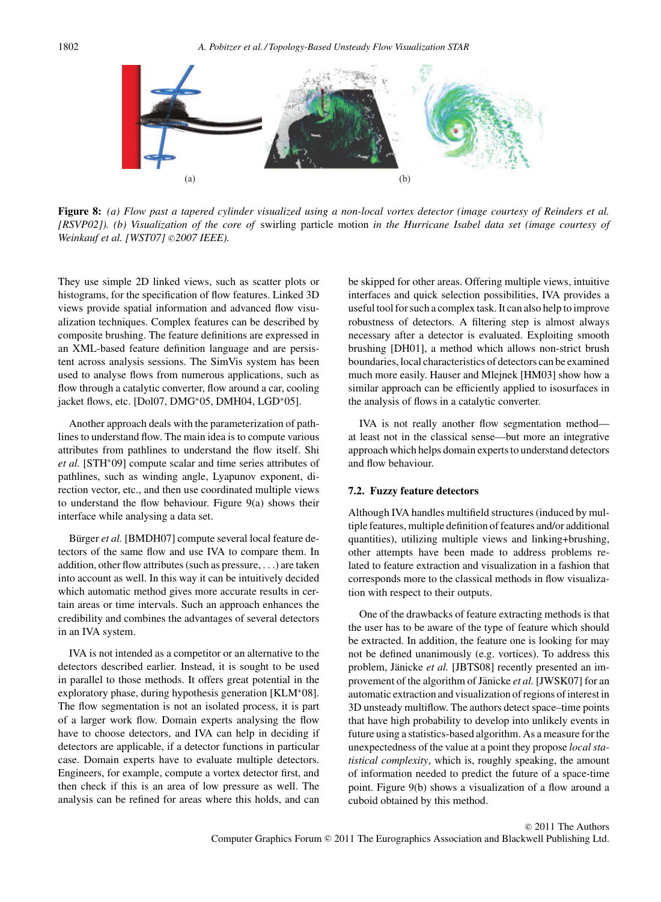(a) (b)

**Figure 8:** *(a) Flow past a tapered cylinder visualized using a non-local vortex detector (image courtesy of Reinders et al. [RSVP02]). (b) Visualization of the core of* swirling particle motion *in the Hurricane Isabel data set (image courtesy of Weinkauf et al. [WST07] ©2007 IEEE).*

They use simple 2D linked views, such as scatter plots or histograms, for the specification of flow features. Linked 3D views provide spatial information and advanced flow visualization techniques. Complex features can be described by composite brushing. The feature definitions are expressed in an XML-based feature definition language and are persistent across analysis sessions. The SimVis system has been used to analyse flows from numerous applications, such as flow through a catalytic converter, flow around a car, cooling jacket flows, etc. [Dol07, DMG*05, DMH04, LGD*05].

Another approach deals with the parameterization of pathlines to understand flow. The main idea is to compute various attributes from pathlines to understand the flow itself. Shi *et al.* [STH*09] compute scalar and time series attributes of pathlines, such as winding angle, Lyapunov exponent, direction vector, etc., and then use coordinated multiple views to understand the flow behaviour. Figure 9(a) shows their interface while analysing a data set.

Bürger *et al.* [BMDH07] compute several local feature detectors of the same flow and use IVA to compare them. In addition, other flow attributes (such as pressure, . . .) are taken into account as well. In this way it can be intuitively decided which automatic method gives more accurate results in certain areas or time intervals. Such an approach enhances the credibility and combines the advantages of several detectors in an IVA system.

IVA is not intended as a competitor or an alternative to the detectors described earlier. Instead, it is sought to be used in parallel to those methods. It offers great potential in the exploratory phase, during hypothesis generation [KLM*08]. The flow segmentation is not an isolated process, it is part of a larger work flow. Domain experts analysing the flow have to choose detectors, and IVA can help in deciding if detectors are applicable, if a detector functions in particular case. Domain experts have to evaluate multiple detectors. Engineers, for example, compute a vortex detector first, and then check if this is an area of low pressure as well. The analysis can be refined for areas where this holds, and can be skipped for other areas. Offering multiple views, intuitive interfaces and quick selection possibilities, IVA provides a useful tool for such a complex task. It can also help to improve robustness of detectors. A filtering step is almost always necessary after a detector is evaluated. Exploiting smooth brushing [DH01], a method which allows non-strict brush boundaries, local characteristics of detectors can be examined much more easily. Hauser and Mlejnek [HM03] show how a similar approach can be efficiently applied to isosurfaces in the analysis of flows in a catalytic converter.

IVA is not really another flow segmentation method—at least not in the classical sense—but more an integrative approach which helps domain experts to understand detectors and flow behaviour.

### 7.2. Fuzzy feature detectors

Although IVA handles multifield structures (induced by multiple features, multiple definition of features and/or additional quantities), utilizing multiple views and linking+brushing, other attempts have been made to address problems related to feature extraction and visualization in a fashion that corresponds more to the classical methods in flow visualization with respect to their outputs.

One of the drawbacks of feature extracting methods is that the user has to be aware of the type of feature which should be extracted. In addition, the feature one is looking for may not be defined unanimously (e.g. vortices). To address this problem, Jänicke *et al.* [JBTS08] recently presented an improvement of the algorithm of Jänicke *et al.* [JWSK07] for an automatic extraction and visualization of regions of interest in 3D unsteady multiflow. The authors detect space–time points that have high probability to develop into unlikely events in future using a statistics-based algorithm. As a measure for the unexpectedness of the value at a point they propose *local statistical complexity*, which is, roughly speaking, the amount of information needed to predict the future of a space-time point. Figure 9(b) shows a visualization of a flow around a cuboid obtained by this method.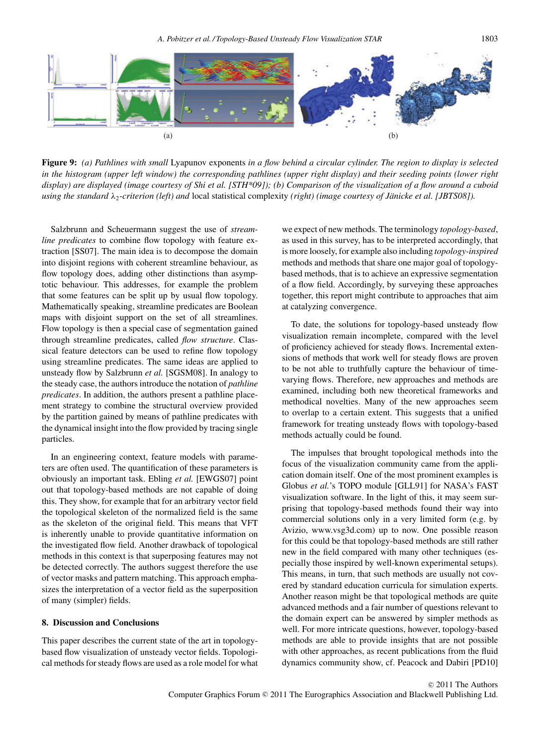**Figure 9:** *(a) Pathlines with small* Lyapunov exponents *in a flow behind a circular cylinder. The region to display is selected in the histogram (upper left window) the corresponding pathlines (upper right display) and their seeding points (lower right display) are displayed (image courtesy of Shi et al. [STH*09]); (b) Comparison of the visualization of a flow around a cuboid using the standard* $\lambda_2$*-criterion (left) and* local statistical complexity *(right) (image courtesy of Jänicke et al. [JBTS08]).*

Salzbrunn and Scheuermann suggest the use of *streamline predicates* to combine flow topology with feature extraction [SS07]. The main idea is to decompose the domain into disjoint regions with coherent streamline behaviour, as flow topology does, adding other distinctions than asymptotic behaviour. This addresses, for example the problem that some features can be split up by usual flow topology. Mathematically speaking, streamline predicates are Boolean maps with disjoint support on the set of all streamlines. Flow topology is then a special case of segmentation gained through streamline predicates, called *flow structure*. Classical feature detectors can be used to refine flow topology using streamline predicates. The same ideas are applied to unsteady flow by Salzbrunn *et al.* [SGSM08]. In analogy to the steady case, the authors introduce the notation of *pathline predicates*. In addition, the authors present a pathline placement strategy to combine the structural overview provided by the partition gained by means of pathline predicates with the dynamical insight into the flow provided by tracing single particles.

In an engineering context, feature models with parameters are often used. The quantification of these parameters is obviously an important task. Ebling *et al.* [EWGS07] point out that topology-based methods are not capable of doing this. They show, for example that for an arbitrary vector field the topological skeleton of the normalized field is the same as the skeleton of the original field. This means that VFT is inherently unable to provide quantitative information on the investigated flow field. Another drawback of topological methods in this context is that superposing features may not be detected correctly. The authors suggest therefore the use of vector masks and pattern matching. This approach emphasizes the interpretation of a vector field as the superposition of many (simpler) fields.

## 8. Discussion and Conclusions

This paper describes the current state of the art in topology-based flow visualization of unsteady vector fields. Topological methods for steady flows are used as a role model for what we expect of new methods. The terminology *topology-based*, as used in this survey, has to be interpreted accordingly, that is more loosely, for example also including *topology-inspired* methods and methods that share one major goal of topology-based methods, that is to achieve an expressive segmentation of a flow field. Accordingly, by surveying these approaches together, this report might contribute to approaches that aim at catalyzing convergence.

To date, the solutions for topology-based unsteady flow visualization remain incomplete, compared with the level of proficiency achieved for steady flows. Incremental extensions of methods that work well for steady flows are proven to be not able to truthfully capture the behaviour of time-varying flows. Therefore, new approaches and methods are examined, including both new theoretical frameworks and methodical novelties. Many of the new approaches seem to overlap to a certain extent. This suggests that a unified framework for treating unsteady flows with topology-based methods actually could be found.

The impulses that brought topological methods into the focus of the visualization community came from the application domain itself. One of the most prominent examples is Globus *et al.*'s TOPO module [GLL91] for NASA's FAST visualization software. In the light of this, it may seem surprising that topology-based methods found their way into commercial solutions only in a very limited form (e.g. by Avizio, www.vsg3d.com) up to now. One possible reason for this could be that topology-based methods are still rather new in the field compared with many other techniques (especially those inspired by well-known experimental setups). This means, in turn, that such methods are usually not covered by standard education curricula for simulation experts. Another reason might be that topological methods are quite advanced methods and a fair number of questions relevant to the domain expert can be answered by simpler methods as well. For more intricate questions, however, topology-based methods are able to provide insights that are not possible with other approaches, as recent publications from the fluid dynamics community show, cf. Peacock and Dabiri [PD10]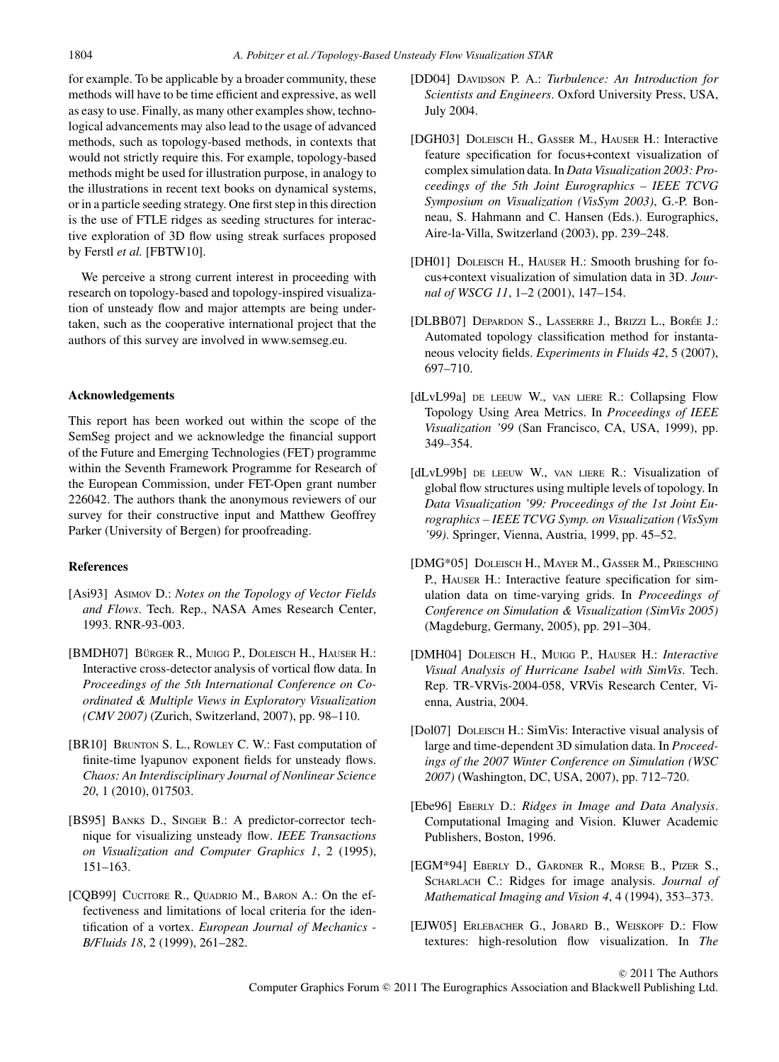for example. To be applicable by a broader community, these methods will have to be time efficient and expressive, as well as easy to use. Finally, as many other examples show, technological advancements may also lead to the usage of advanced methods, such as topology-based methods, in contexts that would not strictly require this. For example, topology-based methods might be used for illustration purpose, in analogy to the illustrations in recent text books on dynamical systems, or in a particle seeding strategy. One first step in this direction is the use of FTLE ridges as seeding structures for interactive exploration of 3D flow using streak surfaces proposed by Ferstl *et al.* [FBTW10].

We perceive a strong current interest in proceeding with research on topology-based and topology-inspired visualization of unsteady flow and major attempts are being undertaken, such as the cooperative international project that the authors of this survey are involved in www.semseg.eu.

### Acknowledgements

This report has been worked out within the scope of the SemSeg project and we acknowledge the financial support of the Future and Emerging Technologies (FET) programme within the Seventh Framework Programme for Research of the European Commission, under FET-Open grant number 226042. The authors thank the anonymous reviewers of our survey for their constructive input and Matthew Geoffrey Parker (University of Bergen) for proofreading.

### References

[Asi93] Asimov D.: *Notes on the Topology of Vector Fields and Flows*. Tech. Rep., NASA Ames Research Center, 1993. RNR-93-003.

[BMDH07] Bürger R., Muigg P., Doleisch H., Hauser H.: Interactive cross-detector analysis of vortical flow data. In *Proceedings of the 5th International Conference on Coordinated & Multiple Views in Exploratory Visualization (CMV 2007)* (Zurich, Switzerland, 2007), pp. 98–110.

[BR10] Brunton S. L., Rowley C. W.: Fast computation of finite-time lyapunov exponent fields for unsteady flows. *Chaos: An Interdisciplinary Journal of Nonlinear Science 20*, 1 (2010), 017503.

[BS95] Banks D., Singer B.: A predictor-corrector technique for visualizing unsteady flow. *IEEE Transactions on Visualization and Computer Graphics 1*, 2 (1995), 151–163.

[CQB99] Cucitore R., Quadrio M., Baron A.: On the effectiveness and limitations of local criteria for the identification of a vortex. *European Journal of Mechanics - B/Fluids 18*, 2 (1999), 261–282.

[DD04] Davidson P. A.: *Turbulence: An Introduction for Scientists and Engineers*. Oxford University Press, USA, July 2004.

[DGH03] Doleisch H., Gasser M., Hauser H.: Interactive feature specification for focus+context visualization of complex simulation data. In *Data Visualization 2003: Proceedings of the 5th Joint Eurographics – IEEE TCVG Symposium on Visualization (VisSym 2003)*, G.-P. Bonneau, S. Hahmann and C. Hansen (Eds.). Eurographics, Aire-la-Villa, Switzerland (2003), pp. 239–248.

[DH01] Doleisch H., Hauser H.: Smooth brushing for focus+context visualization of simulation data in 3D. *Journal of WSCG 11*, 1–2 (2001), 147–154.

[DLBB07] Depardon S., Lasserre J., Brizzi L., Borée J.: Automated topology classification method for instantaneous velocity fields. *Experiments in Fluids 42*, 5 (2007), 697–710.

[dLvL99a] de leeuw W., van liere R.: Collapsing Flow Topology Using Area Metrics. In *Proceedings of IEEE Visualization '99* (San Francisco, CA, USA, 1999), pp. 349–354.

[dLvL99b] de leeuw W., van liere R.: Visualization of global flow structures using multiple levels of topology. In *Data Visualization '99: Proceedings of the 1st Joint Eurographics – IEEE TCVG Symp. on Visualization (VisSym '99)*. Springer, Vienna, Austria, 1999, pp. 45–52.

[DMG*05] Doleisch H., Mayer M., Gasser M., Priesching P., Hauser H.: Interactive feature specification for simulation data on time-varying grids. In *Proceedings of Conference on Simulation & Visualization (SimVis 2005)* (Magdeburg, Germany, 2005), pp. 291–304.

[DMH04] Doleisch H., Muigg P., Hauser H.: *Interactive Visual Analysis of Hurricane Isabel with SimVis*. Tech. Rep. TR-VRVis-2004-058, VRVis Research Center, Vienna, Austria, 2004.

[Dol07] Doleisch H.: SimVis: Interactive visual analysis of large and time-dependent 3D simulation data. In *Proceedings of the 2007 Winter Conference on Simulation (WSC 2007)* (Washington, DC, USA, 2007), pp. 712–720.

[Ebe96] Eberly D.: *Ridges in Image and Data Analysis*. Computational Imaging and Vision. Kluwer Academic Publishers, Boston, 1996.

[EGM*94] Eberly D., Gardner R., Morse B., Pizer S., Scharlach C.: Ridges for image analysis. *Journal of Mathematical Imaging and Vision 4*, 4 (1994), 353–373.

[EJW05] Erlebacher G., Jobard B., Weiskopf D.: Flow textures: high-resolution flow visualization. In *The*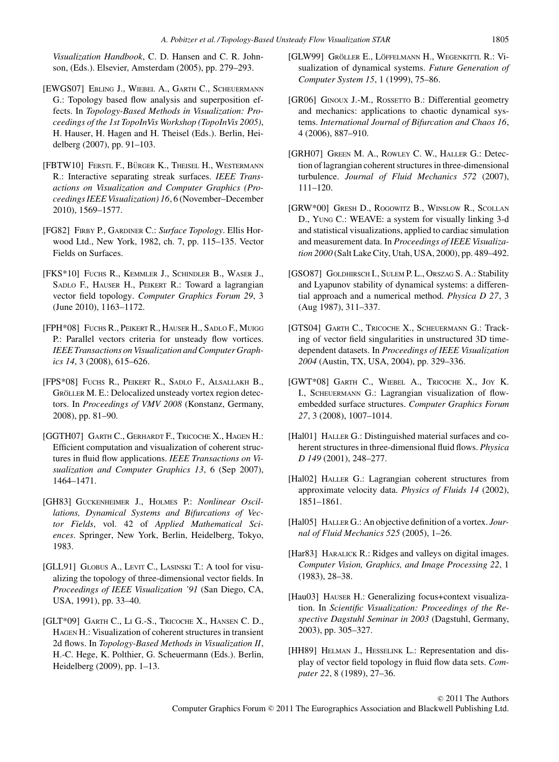*Visualization Handbook*, C. D. Hansen and C. R. Johnson, (Eds.). Elsevier, Amsterdam (2005), pp. 279–293.

[EWGS07] Ebling J., Wiebel A., Garth C., Scheuermann G.: Topology based flow analysis and superposition effects. In *Topology-Based Methods in Visualization: Proceedings of the 1st TopoInVis Workshop (TopoInVis 2005)*, H. Hauser, H. Hagen and H. Theisel (Eds.). Berlin, Heidelberg (2007), pp. 91–103.

[FBTW10] Ferstl F., Bürger K., Theisel H., Westermann R.: Interactive separating streak surfaces. *IEEE Transactions on Visualization and Computer Graphics (Proceedings IEEE Visualization) 16*, 6 (November–December 2010), 1569–1577.

[FG82] Firby P., Gardiner C.: *Surface Topology*. Ellis Horwood Ltd., New York, 1982, ch. 7, pp. 115–135. Vector Fields on Surfaces.

[FKS*10] Fuchs R., Kemmler J., Schindler B., Waser J., Sadlo F., Hauser H., Peikert R.: Toward a lagrangian vector field topology. *Computer Graphics Forum 29*, 3 (June 2010), 1163–1172.

[FPH*08] Fuchs R., Peikert R., Hauser H., Sadlo F., Muigg P.: Parallel vectors criteria for unsteady flow vortices. *IEEE Transactions on Visualization and Computer Graphics 14*, 3 (2008), 615–626.

[FPS*08] Fuchs R., Peikert R., Sadlo F., Alsallakh B., Gröller M. E.: Delocalized unsteady vortex region detectors. In *Proceedings of VMV 2008* (Konstanz, Germany, 2008), pp. 81–90.

[GGTH07] Garth C., Gerhardt F., Tricoche X., Hagen H.: Efficient computation and visualization of coherent structures in fluid flow applications. *IEEE Transactions on Visualization and Computer Graphics 13*, 6 (Sep 2007), 1464–1471.

[GH83] Guckenheimer J., Holmes P.: *Nonlinear Oscillations, Dynamical Systems and Bifurcations of Vector Fields*, vol. 42 of *Applied Mathematical Sciences*. Springer, New York, Berlin, Heidelberg, Tokyo, 1983.

[GLL91] Globus A., Levit C., Lasinski T.: A tool for visualizing the topology of three-dimensional vector fields. In *Proceedings of IEEE Visualization '91* (San Diego, CA, USA, 1991), pp. 33–40.

[GLT*09] Garth C., Li G.-S., Tricoche X., Hansen C. D., Hagen H.: Visualization of coherent structures in transient 2d flows. In *Topology-Based Methods in Visualization II*, H.-C. Hege, K. Polthier, G. Scheuermann (Eds.). Berlin, Heidelberg (2009), pp. 1–13.

[GLW99] Gröller E., Löffelmann H., Wegenkittl R.: Visualization of dynamical systems. *Future Generation of Computer System 15*, 1 (1999), 75–86.

[GR06] Ginoux J.-M., Rossetto B.: Differential geometry and mechanics: applications to chaotic dynamical systems. *International Journal of Bifurcation and Chaos 16*, 4 (2006), 887–910.

[GRH07] Green M. A., Rowley C. W., Haller G.: Detection of lagrangian coherent structures in three-dimensional turbulence. *Journal of Fluid Mechanics 572* (2007), 111–120.

[GRW*00] Gresh D., Rogowitz B., Winslow R., Scollan D., Yung C.: WEAVE: a system for visually linking 3-d and statistical visualizations, applied to cardiac simulation and measurement data. In *Proceedings of IEEE Visualization 2000* (Salt Lake City, Utah, USA, 2000), pp. 489–492.

[GSO87] Goldhirsch I., Sulem P. L., Orszag S. A.: Stability and Lyapunov stability of dynamical systems: a differential approach and a numerical method. *Physica D 27*, 3 (Aug 1987), 311–337.

[GTS04] Garth C., Tricoche X., Scheuermann G.: Tracking of vector field singularities in unstructured 3D time-dependent datasets. In *Proceedings of IEEE Visualization 2004* (Austin, TX, USA, 2004), pp. 329–336.

[GWT*08] Garth C., Wiebel A., Tricoche X., Joy K. I., Scheuermann G.: Lagrangian visualization of flow-embedded surface structures. *Computer Graphics Forum 27*, 3 (2008), 1007–1014.

[Hal01] Haller G.: Distinguished material surfaces and coherent structures in three-dimensional fluid flows. *Physica D 149* (2001), 248–277.

[Hal02] Haller G.: Lagrangian coherent structures from approximate velocity data. *Physics of Fluids 14* (2002), 1851–1861.

[Hal05] Haller G.: An objective definition of a vortex. *Journal of Fluid Mechanics 525* (2005), 1–26.

[Har83] Haralick R.: Ridges and valleys on digital images. *Computer Vision, Graphics, and Image Processing 22*, 1 (1983), 28–38.

[Hau03] Hauser H.: Generalizing focus+context visualization. In *Scientific Visualization: Proceedings of the Respective Dagstuhl Seminar in 2003* (Dagstuhl, Germany, 2003), pp. 305–327.

[HH89] Helman J., Hesselink L.: Representation and display of vector field topology in fluid flow data sets. *Computer 22*, 8 (1989), 27–36.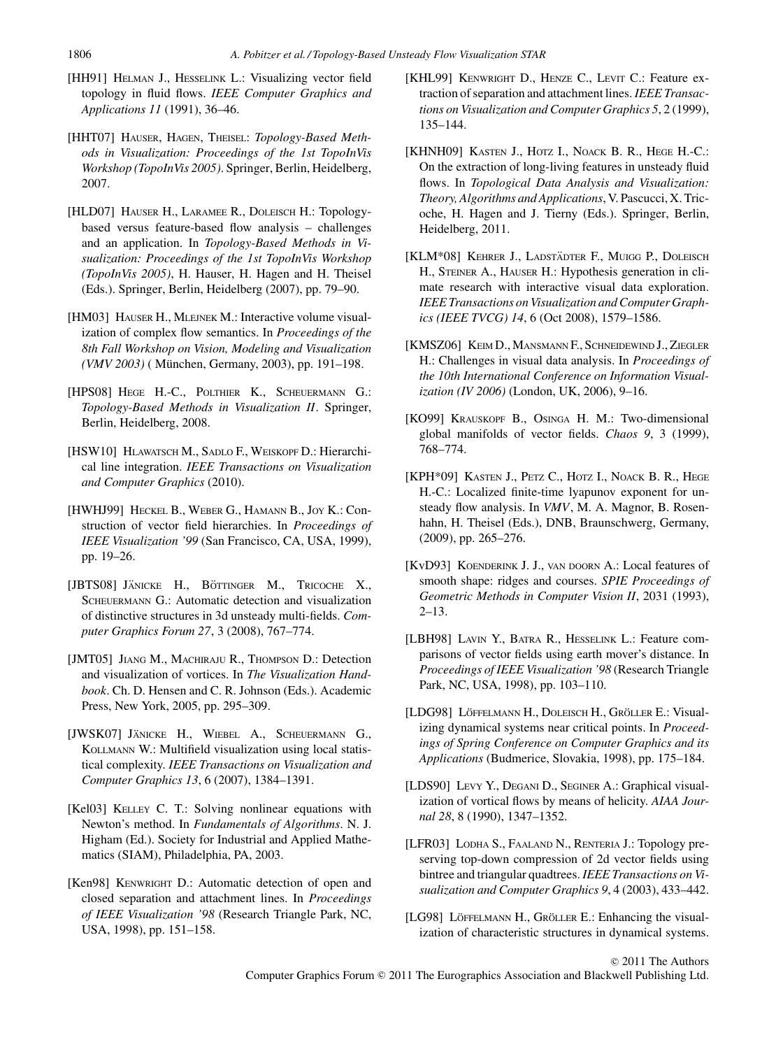[HH91] Helman J., Hesselink L.: Visualizing vector field topology in fluid flows. *IEEE Computer Graphics and Applications 11* (1991), 36–46.

[HHT07] Hauser, Hagen, Theisel: *Topology-Based Methods in Visualization: Proceedings of the 1st TopoInVis Workshop (TopoInVis 2005)*. Springer, Berlin, Heidelberg, 2007.

[HLD07] Hauser H., Laramee R., Doleisch H.: Topology-based versus feature-based flow analysis – challenges and an application. In *Topology-Based Methods in Visualization: Proceedings of the 1st TopoInVis Workshop (TopoInVis 2005)*, H. Hauser, H. Hagen and H. Theisel (Eds.). Springer, Berlin, Heidelberg (2007), pp. 79–90.

[HM03] Hauser H., Mlejnek M.: Interactive volume visualization of complex flow semantics. In *Proceedings of the 8th Fall Workshop on Vision, Modeling and Visualization (VMV 2003)* ( München, Germany, 2003), pp. 191–198.

[HPS08] Hege H.-C., Polthier K., Scheuermann G.: *Topology-Based Methods in Visualization II*. Springer, Berlin, Heidelberg, 2008.

[HSW10] Hlawatsch M., Sadlo F., Weiskopf D.: Hierarchical line integration. *IEEE Transactions on Visualization and Computer Graphics* (2010).

[HWHJ99] Heckel B., Weber G., Hamann B., Joy K.: Construction of vector field hierarchies. In *Proceedings of IEEE Visualization '99* (San Francisco, CA, USA, 1999), pp. 19–26.

[JBTS08] Jänicke H., Böttinger M., Tricoche X., Scheuermann G.: Automatic detection and visualization of distinctive structures in 3d unsteady multi-fields. *Computer Graphics Forum 27*, 3 (2008), 767–774.

[JMT05] Jiang M., Machiraju R., Thompson D.: Detection and visualization of vortices. In *The Visualization Handbook*. Ch. D. Hensen and C. R. Johnson (Eds.). Academic Press, New York, 2005, pp. 295–309.

[JWSK07] Jänicke H., Wiebel A., Scheuermann G., Kollmann W.: Multifield visualization using local statistical complexity. *IEEE Transactions on Visualization and Computer Graphics 13*, 6 (2007), 1384–1391.

[Kel03] Kelley C. T.: Solving nonlinear equations with Newton's method. In *Fundamentals of Algorithms*. N. J. Higham (Ed.). Society for Industrial and Applied Mathematics (SIAM), Philadelphia, PA, 2003.

[Ken98] Kenwright D.: Automatic detection of open and closed separation and attachment lines. In *Proceedings of IEEE Visualization '98* (Research Triangle Park, NC, USA, 1998), pp. 151–158.

[KHL99] Kenwright D., Henze C., Levit C.: Feature extraction of separation and attachment lines. *IEEE Transactions on Visualization and Computer Graphics 5*, 2 (1999), 135–144.

[KHNH09] Kasten J., Hotz I., Noack B. R., Hege H.-C.: On the extraction of long-living features in unsteady fluid flows. In *Topological Data Analysis and Visualization: Theory, Algorithms and Applications*, V. Pascucci, X. Tricoche, H. Hagen and J. Tierny (Eds.). Springer, Berlin, Heidelberg, 2011.

[KLM*08] Kehrer J., Ladstädter F., Muigg P., Doleisch H., Steiner A., Hauser H.: Hypothesis generation in climate research with interactive visual data exploration. *IEEE Transactions on Visualization and Computer Graphics (IEEE TVCG) 14*, 6 (Oct 2008), 1579–1586.

[KMSZ06] Keim D., Mansmann F., Schneidewind J., Ziegler H.: Challenges in visual data analysis. In *Proceedings of the 10th International Conference on Information Visualization (IV 2006)* (London, UK, 2006), 9–16.

[KO99] Krauskopf B., Osinga H. M.: Two-dimensional global manifolds of vector fields. *Chaos 9*, 3 (1999), 768–774.

[KPH*09] Kasten J., Petz C., Hotz I., Noack B. R., Hege H.-C.: Localized finite-time lyapunov exponent for unsteady flow analysis. In *VMV*, M. A. Magnor, B. Rosenhahn, H. Theisel (Eds.), DNB, Braunschweig, Germany, (2009), pp. 265–276.

[KvD93] Koenderink J. J., van doorn A.: Local features of smooth shape: ridges and courses. *SPIE Proceedings of Geometric Methods in Computer Vision II*, 2031 (1993), 2–13.

[LBH98] Lavin Y., Batra R., Hesselink L.: Feature comparisons of vector fields using earth mover's distance. In *Proceedings of IEEE Visualization '98* (Research Triangle Park, NC, USA, 1998), pp. 103–110.

[LDG98] Löffelmann H., Doleisch H., Gröller E.: Visualizing dynamical systems near critical points. In *Proceedings of Spring Conference on Computer Graphics and its Applications* (Budmerice, Slovakia, 1998), pp. 175–184.

[LDS90] Levy Y., Degani D., Seginer A.: Graphical visualization of vortical flows by means of helicity. *AIAA Journal 28*, 8 (1990), 1347–1352.

[LFR03] Lodha S., Faaland N., Renteria J.: Topology preserving top-down compression of 2d vector fields using bintree and triangular quadtrees. *IEEE Transactions on Visualization and Computer Graphics 9*, 4 (2003), 433–442.

[LG98] Löffelmann H., Gröller E.: Enhancing the visualization of characteristic structures in dynamical systems.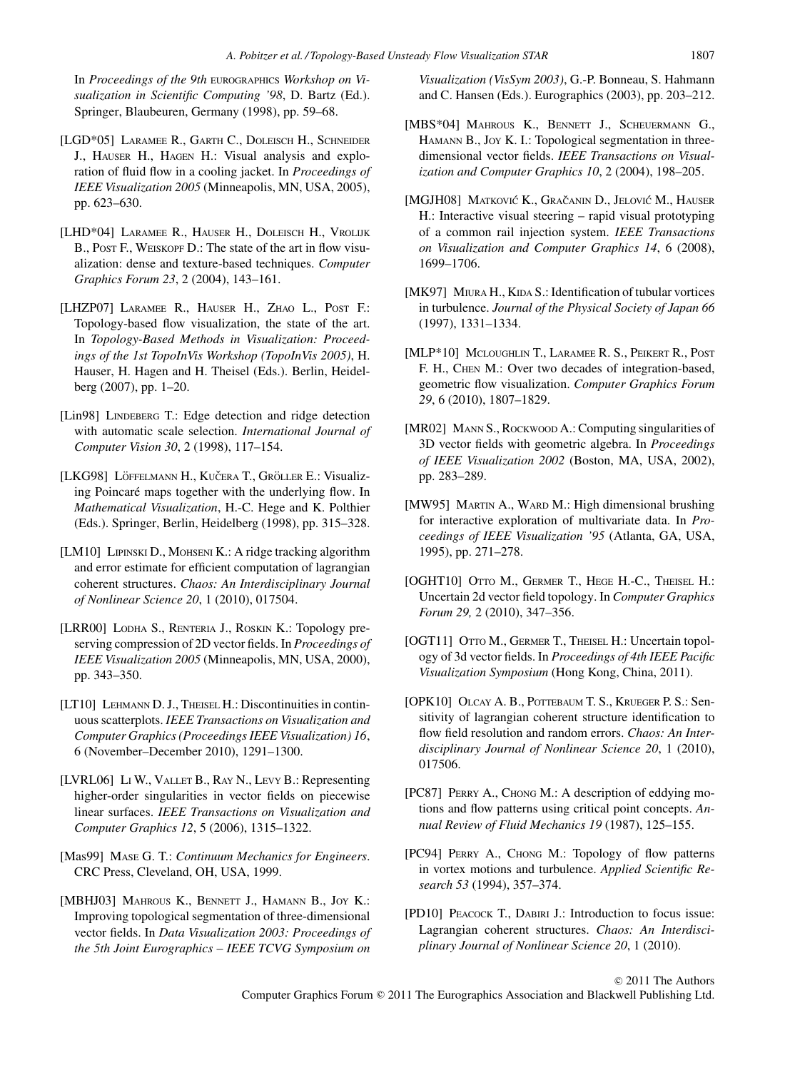In *Proceedings of the 9th* EUROGRAPHICS *Workshop on Visualization in Scientific Computing '98*, D. Bartz (Ed.). Springer, Blaubeuren, Germany (1998), pp. 59–68.

[LGD*05] LARAMEE R., GARTH C., DOLEISCH H., SCHNEIDER J., HAUSER H., HAGEN H.: Visual analysis and exploration of fluid flow in a cooling jacket. In *Proceedings of IEEE Visualization 2005* (Minneapolis, MN, USA, 2005), pp. 623–630.

[LHD*04] LARAMEE R., HAUSER H., DOLEISCH H., VROLIJK B., POST F., WEISKOPF D.: The state of the art in flow visualization: dense and texture-based techniques. *Computer Graphics Forum 23*, 2 (2004), 143–161.

[LHZP07] LARAMEE R., HAUSER H., ZHAO L., POST F.: Topology-based flow visualization, the state of the art. In *Topology-Based Methods in Visualization: Proceedings of the 1st TopoInVis Workshop (TopoInVis 2005)*, H. Hauser, H. Hagen and H. Theisel (Eds.). Berlin, Heidelberg (2007), pp. 1–20.

[Lin98] LINDEBERG T.: Edge detection and ridge detection with automatic scale selection. *International Journal of Computer Vision 30*, 2 (1998), 117–154.

[LKG98] LÖFFELMANN H., KUČERA T., GRÖLLER E.: Visualizing Poincaré maps together with the underlying flow. In *Mathematical Visualization*, H.-C. Hege and K. Polthier (Eds.). Springer, Berlin, Heidelberg (1998), pp. 315–328.

[LM10] LIPINSKI D., MOHSENI K.: A ridge tracking algorithm and error estimate for efficient computation of lagrangian coherent structures. *Chaos: An Interdisciplinary Journal of Nonlinear Science 20*, 1 (2010), 017504.

[LRR00] LODHA S., RENTERIA J., ROSKIN K.: Topology preserving compression of 2D vector fields. In *Proceedings of IEEE Visualization 2005* (Minneapolis, MN, USA, 2000), pp. 343–350.

[LT10] LEHMANN D. J., THEISEL H.: Discontinuities in continuous scatterplots. *IEEE Transactions on Visualization and Computer Graphics (Proceedings IEEE Visualization) 16*, 6 (November–December 2010), 1291–1300.

[LVRL06] LI W., VALLET B., RAY N., LEVY B.: Representing higher-order singularities in vector fields on piecewise linear surfaces. *IEEE Transactions on Visualization and Computer Graphics 12*, 5 (2006), 1315–1322.

[Mas99] MASE G. T.: *Continuum Mechanics for Engineers*. CRC Press, Cleveland, OH, USA, 1999.

[MBHJ03] MAHROUS K., BENNETT J., HAMANN B., JOY K.: Improving topological segmentation of three-dimensional vector fields. In *Data Visualization 2003: Proceedings of the 5th Joint Eurographics – IEEE TCVG Symposium on Visualization (VisSym 2003)*, G.-P. Bonneau, S. Hahmann and C. Hansen (Eds.). Eurographics (2003), pp. 203–212.

[MBS*04] MAHROUS K., BENNETT J., SCHEUERMANN G., HAMANN B., JOY K. I.: Topological segmentation in three-dimensional vector fields. *IEEE Transactions on Visualization and Computer Graphics 10*, 2 (2004), 198–205.

[MGJH08] MATKOVIĆ K., GRAČANIN D., JELOVIĆ M., HAUSER H.: Interactive visual steering – rapid visual prototyping of a common rail injection system. *IEEE Transactions on Visualization and Computer Graphics 14*, 6 (2008), 1699–1706.

[MK97] MIURA H., KIDA S.: Identification of tubular vortices in turbulence. *Journal of the Physical Society of Japan 66* (1997), 1331–1334.

[MLP*10] MCLOUGHLIN T., LARAMEE R. S., PEIKERT R., POST F. H., CHEN M.: Over two decades of integration-based, geometric flow visualization. *Computer Graphics Forum 29*, 6 (2010), 1807–1829.

[MR02] MANN S., ROCKWOOD A.: Computing singularities of 3D vector fields with geometric algebra. In *Proceedings of IEEE Visualization 2002* (Boston, MA, USA, 2002), pp. 283–289.

[MW95] MARTIN A., WARD M.: High dimensional brushing for interactive exploration of multivariate data. In *Proceedings of IEEE Visualization '95* (Atlanta, GA, USA, 1995), pp. 271–278.

[OGHT10] OTTO M., GERMER T., HEGE H.-C., THEISEL H.: Uncertain 2d vector field topology. In *Computer Graphics Forum 29,* 2 (2010), 347–356.

[OGT11] OTTO M., GERMER T., THEISEL H.: Uncertain topology of 3d vector fields. In *Proceedings of 4th IEEE Pacific Visualization Symposium* (Hong Kong, China, 2011).

[OPK10] OLCAY A. B., POTTEBAUM T. S., KRUEGER P. S.: Sensitivity of lagrangian coherent structure identification to flow field resolution and random errors. *Chaos: An Interdisciplinary Journal of Nonlinear Science 20*, 1 (2010), 017506.

[PC87] PERRY A., CHONG M.: A description of eddying motions and flow patterns using critical point concepts. *Annual Review of Fluid Mechanics 19* (1987), 125–155.

[PC94] PERRY A., CHONG M.: Topology of flow patterns in vortex motions and turbulence. *Applied Scientific Research 53* (1994), 357–374.

[PD10] PEACOCK T., DABIRI J.: Introduction to focus issue: Lagrangian coherent structures. *Chaos: An Interdisciplinary Journal of Nonlinear Science 20*, 1 (2010).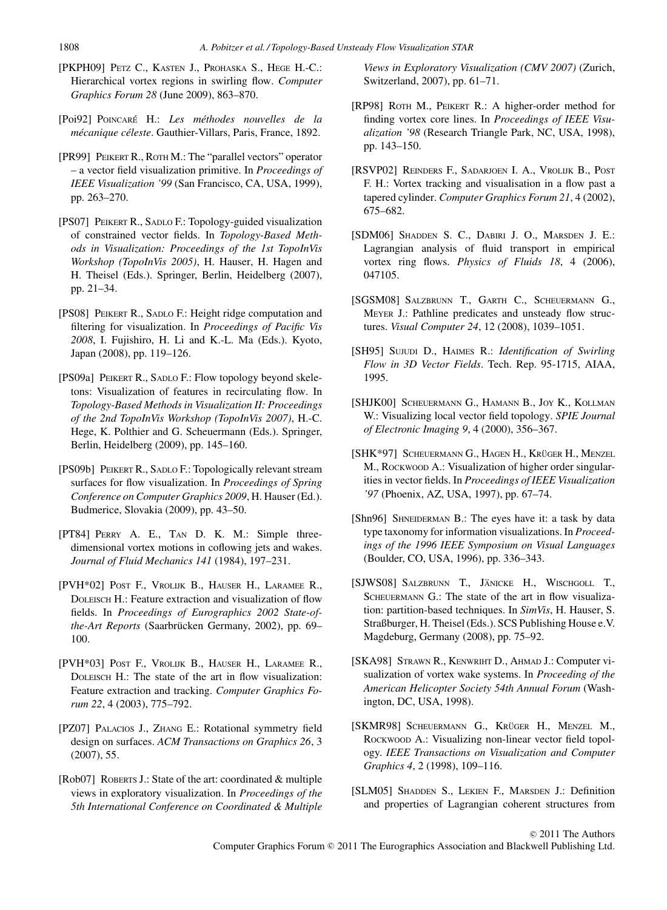[PKPH09] Petz C., Kasten J., Prohaska S., Hege H.-C.: Hierarchical vortex regions in swirling flow. *Computer Graphics Forum 28* (June 2009), 863–870.

[Poi92] Poincaré H.: *Les méthodes nouvelles de la mécanique céleste*. Gauthier-Villars, Paris, France, 1892.

[PR99] Peikert R., Roth M.: The "parallel vectors" operator – a vector field visualization primitive. In *Proceedings of IEEE Visualization '99* (San Francisco, CA, USA, 1999), pp. 263–270.

[PS07] Peikert R., Sadlo F.: Topology-guided visualization of constrained vector fields. In *Topology-Based Methods in Visualization: Proceedings of the 1st TopoInVis Workshop (TopoInVis 2005)*, H. Hauser, H. Hagen and H. Theisel (Eds.). Springer, Berlin, Heidelberg (2007), pp. 21–34.

[PS08] Peikert R., Sadlo F.: Height ridge computation and filtering for visualization. In *Proceedings of Pacific Vis 2008*, I. Fujishiro, H. Li and K.-L. Ma (Eds.). Kyoto, Japan (2008), pp. 119–126.

[PS09a] Peikert R., Sadlo F.: Flow topology beyond skeletons: Visualization of features in recirculating flow. In *Topology-Based Methods in Visualization II: Proceedings of the 2nd TopoInVis Workshop (TopoInVis 2007)*, H.-C. Hege, K. Polthier and G. Scheuermann (Eds.). Springer, Berlin, Heidelberg (2009), pp. 145–160.

[PS09b] Peikert R., Sadlo F.: Topologically relevant stream surfaces for flow visualization. In *Proceedings of Spring Conference on Computer Graphics 2009*, H. Hauser (Ed.). Budmerice, Slovakia (2009), pp. 43–50.

[PT84] Perry A. E., Tan D. K. M.: Simple three-dimensional vortex motions in coflowing jets and wakes. *Journal of Fluid Mechanics 141* (1984), 197–231.

[PVH*02] Post F., Vrolijk B., Hauser H., Laramee R., Doleisch H.: Feature extraction and visualization of flow fields. In *Proceedings of Eurographics 2002 State-of-the-Art Reports* (Saarbrücken Germany, 2002), pp. 69–100.

[PVH*03] Post F., Vrolijk B., Hauser H., Laramee R., Doleisch H.: The state of the art in flow visualization: Feature extraction and tracking. *Computer Graphics Forum 22*, 4 (2003), 775–792.

[PZ07] Palacios J., Zhang E.: Rotational symmetry field design on surfaces. *ACM Transactions on Graphics 26*, 3 (2007), 55.

[Rob07] Roberts J.: State of the art: coordinated & multiple views in exploratory visualization. In *Proceedings of the 5th International Conference on Coordinated & Multiple Views in Exploratory Visualization (CMV 2007)* (Zurich, Switzerland, 2007), pp. 61–71.

[RP98] Roth M., Peikert R.: A higher-order method for finding vortex core lines. In *Proceedings of IEEE Visualization '98* (Research Triangle Park, NC, USA, 1998), pp. 143–150.

[RSVP02] Reinders F., Sadarjoen I. A., Vrolijk B., Post F. H.: Vortex tracking and visualisation in a flow past a tapered cylinder. *Computer Graphics Forum 21*, 4 (2002), 675–682.

[SDM06] Shadden S. C., Dabiri J. O., Marsden J. E.: Lagrangian analysis of fluid transport in empirical vortex ring flows. *Physics of Fluids 18*, 4 (2006), 047105.

[SGSM08] Salzbrunn T., Garth C., Scheuermann G., Meyer J.: Pathline predicates and unsteady flow structures. *Visual Computer 24*, 12 (2008), 1039–1051.

[SH95] Sujudi D., Haimes R.: *Identification of Swirling Flow in 3D Vector Fields*. Tech. Rep. 95-1715, AIAA, 1995.

[SHJK00] Scheuermann G., Hamann B., Joy K., Kollman W.: Visualizing local vector field topology. *SPIE Journal of Electronic Imaging 9*, 4 (2000), 356–367.

[SHK*97] Scheuermann G., Hagen H., Krüger H., Menzel M., Rockwood A.: Visualization of higher order singularities in vector fields. In *Proceedings of IEEE Visualization '97* (Phoenix, AZ, USA, 1997), pp. 67–74.

[Shn96] Shneiderman B.: The eyes have it: a task by data type taxonomy for information visualizations. In *Proceedings of the 1996 IEEE Symposium on Visual Languages* (Boulder, CO, USA, 1996), pp. 336–343.

[SJWS08] Salzbrunn T., Jänicke H., Wischgoll T., Scheuermann G.: The state of the art in flow visualization: partition-based techniques. In *SimVis*, H. Hauser, S. Straßburger, H. Theisel (Eds.). SCS Publishing House e.V. Magdeburg, Germany (2008), pp. 75–92.

[SKA98] Strawn R., Kenwriht D., Ahmad J.: Computer visualization of vortex wake systems. In *Proceeding of the American Helicopter Society 54th Annual Forum* (Washington, DC, USA, 1998).

[SKMR98] Scheuermann G., Krüger H., Menzel M., Rockwood A.: Visualizing non-linear vector field topology. *IEEE Transactions on Visualization and Computer Graphics 4*, 2 (1998), 109–116.

[SLM05] Shadden S., Lekien F., Marsden J.: Definition and properties of Lagrangian coherent structures from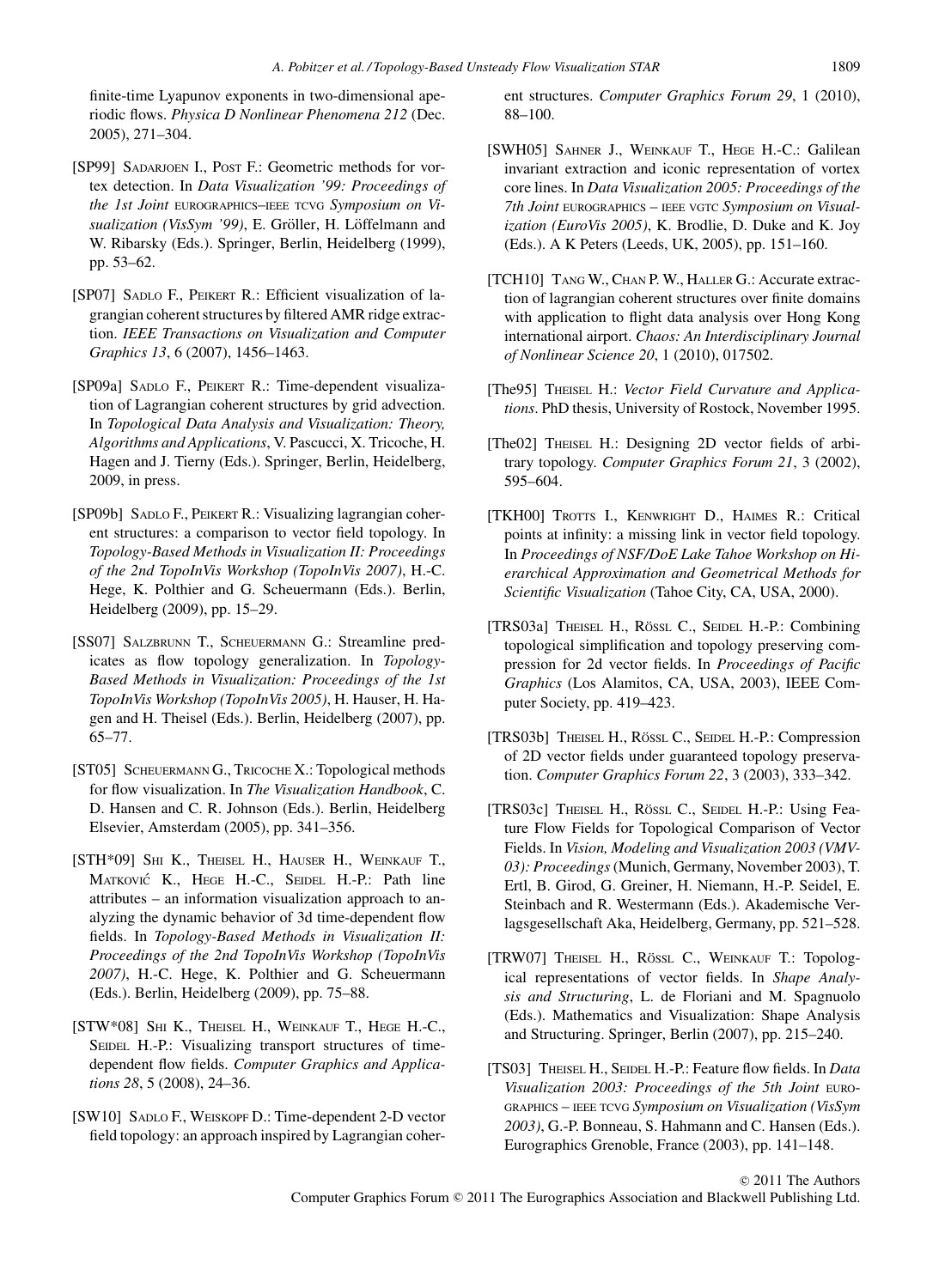finite-time Lyapunov exponents in two-dimensional aperiodic flows. *Physica D Nonlinear Phenomena 212* (Dec. 2005), 271–304.

[SP99] SADARJOEN I., POST F.: Geometric methods for vortex detection. In *Data Visualization '99: Proceedings of the 1st Joint* EUROGRAPHICS–IEEE TCVG *Symposium on Visualization (VisSym '99)*, E. Gröller, H. Löffelmann and W. Ribarsky (Eds.). Springer, Berlin, Heidelberg (1999), pp. 53–62.

[SP07] SADLO F., PEIKERT R.: Efficient visualization of lagrangian coherent structures by filtered AMR ridge extraction. *IEEE Transactions on Visualization and Computer Graphics 13*, 6 (2007), 1456–1463.

[SP09a] SADLO F., PEIKERT R.: Time-dependent visualization of Lagrangian coherent structures by grid advection. In *Topological Data Analysis and Visualization: Theory, Algorithms and Applications*, V. Pascucci, X. Tricoche, H. Hagen and J. Tierny (Eds.). Springer, Berlin, Heidelberg, 2009, in press.

[SP09b] SADLO F., PEIKERT R.: Visualizing lagrangian coherent structures: a comparison to vector field topology. In *Topology-Based Methods in Visualization II: Proceedings of the 2nd TopoInVis Workshop (TopoInVis 2007)*, H.-C. Hege, K. Polthier and G. Scheuermann (Eds.). Berlin, Heidelberg (2009), pp. 15–29.

[SS07] SALZBRUNN T., SCHEUERMANN G.: Streamline predicates as flow topology generalization. In *Topology-Based Methods in Visualization: Proceedings of the 1st TopoInVis Workshop (TopoInVis 2005)*, H. Hauser, H. Hagen and H. Theisel (Eds.). Berlin, Heidelberg (2007), pp. 65–77.

[ST05] SCHEUERMANN G., TRICOCHE X.: Topological methods for flow visualization. In *The Visualization Handbook*, C. D. Hansen and C. R. Johnson (Eds.). Berlin, Heidelberg Elsevier, Amsterdam (2005), pp. 341–356.

[STH*09] SHI K., THEISEL H., HAUSER H., WEINKAUF T., MATKOVIĆ K., HEGE H.-C., SEIDEL H.-P.: Path line attributes – an information visualization approach to analyzing the dynamic behavior of 3d time-dependent flow fields. In *Topology-Based Methods in Visualization II: Proceedings of the 2nd TopoInVis Workshop (TopoInVis 2007)*, H.-C. Hege, K. Polthier and G. Scheuermann (Eds.). Berlin, Heidelberg (2009), pp. 75–88.

[STW*08] SHI K., THEISEL H., WEINKAUF T., HEGE H.-C., SEIDEL H.-P.: Visualizing transport structures of time-dependent flow fields. *Computer Graphics and Applications 28*, 5 (2008), 24–36.

[SW10] SADLO F., WEISKOPF D.: Time-dependent 2-D vector field topology: an approach inspired by Lagrangian coherent structures. *Computer Graphics Forum 29*, 1 (2010), 88–100.

[SWH05] SAHNER J., WEINKAUF T., HEGE H.-C.: Galilean invariant extraction and iconic representation of vortex core lines. In *Data Visualization 2005: Proceedings of the 7th Joint* EUROGRAPHICS – IEEE VGTC *Symposium on Visualization (EuroVis 2005)*, K. Brodlie, D. Duke and K. Joy (Eds.). A K Peters (Leeds, UK, 2005), pp. 151–160.

[TCH10] TANG W., CHAN P. W., HALLER G.: Accurate extraction of lagrangian coherent structures over finite domains with application to flight data analysis over Hong Kong international airport. *Chaos: An Interdisciplinary Journal of Nonlinear Science 20*, 1 (2010), 017502.

[The95] THEISEL H.: *Vector Field Curvature and Applications*. PhD thesis, University of Rostock, November 1995.

[The02] THEISEL H.: Designing 2D vector fields of arbitrary topology. *Computer Graphics Forum 21*, 3 (2002), 595–604.

[TKH00] TROTTS I., KENWRIGHT D., HAIMES R.: Critical points at infinity: a missing link in vector field topology. In *Proceedings of NSF/DoE Lake Tahoe Workshop on Hierarchical Approximation and Geometrical Methods for Scientific Visualization* (Tahoe City, CA, USA, 2000).

[TRS03a] THEISEL H., RÖSSL C., SEIDEL H.-P.: Combining topological simplification and topology preserving compression for 2d vector fields. In *Proceedings of Pacific Graphics* (Los Alamitos, CA, USA, 2003), IEEE Computer Society, pp. 419–423.

[TRS03b] THEISEL H., RÖSSL C., SEIDEL H.-P.: Compression of 2D vector fields under guaranteed topology preservation. *Computer Graphics Forum 22*, 3 (2003), 333–342.

[TRS03c] THEISEL H., RÖSSL C., SEIDEL H.-P.: Using Feature Flow Fields for Topological Comparison of Vector Fields. In *Vision, Modeling and Visualization 2003 (VMV-03): Proceedings* (Munich, Germany, November 2003), T. Ertl, B. Girod, G. Greiner, H. Niemann, H.-P. Seidel, E. Steinbach and R. Westermann (Eds.). Akademische Verlagsgesellschaft Aka, Heidelberg, Germany, pp. 521–528.

[TRW07] THEISEL H., RÖSSL C., WEINKAUF T.: Topological representations of vector fields. In *Shape Analysis and Structuring*, L. de Floriani and M. Spagnuolo (Eds.). Mathematics and Visualization: Shape Analysis and Structuring. Springer, Berlin (2007), pp. 215–240.

[TS03] THEISEL H., SEIDEL H.-P.: Feature flow fields. In *Data Visualization 2003: Proceedings of the 5th Joint* EUROGRAPHICS – IEEE TCVG *Symposium on Visualization (VisSym 2003)*, G.-P. Bonneau, S. Hahmann and C. Hansen (Eds.). Eurographics Grenoble, France (2003), pp. 141–148.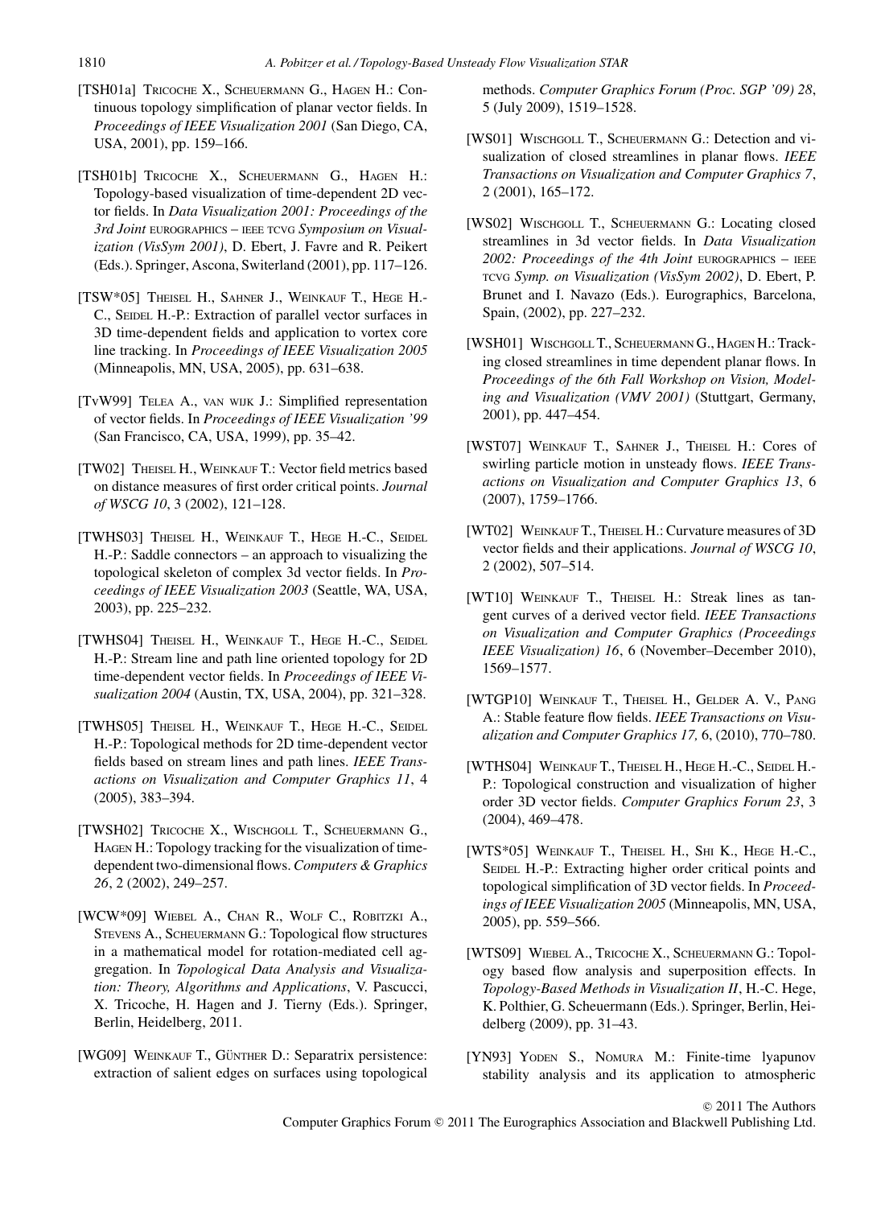[TSH01a] Tricoche X., Scheuermann G., Hagen H.: Continuous topology simplification of planar vector fields. In *Proceedings of IEEE Visualization 2001* (San Diego, CA, USA, 2001), pp. 159–166.

[TSH01b] Tricoche X., Scheuermann G., Hagen H.: Topology-based visualization of time-dependent 2D vector fields. In *Data Visualization 2001: Proceedings of the 3rd Joint* EUROGRAPHICS – IEEE TCVG *Symposium on Visualization (VisSym 2001)*, D. Ebert, J. Favre and R. Peikert (Eds.). Springer, Ascona, Switerland (2001), pp. 117–126.

[TSW*05] Theisel H., Sahner J., Weinkauf T., Hege H.-C., Seidel H.-P.: Extraction of parallel vector surfaces in 3D time-dependent fields and application to vortex core line tracking. In *Proceedings of IEEE Visualization 2005* (Minneapolis, MN, USA, 2005), pp. 631–638.

[TvW99] Telea A., van Wijk J.: Simplified representation of vector fields. In *Proceedings of IEEE Visualization '99* (San Francisco, CA, USA, 1999), pp. 35–42.

[TW02] Theisel H., Weinkauf T.: Vector field metrics based on distance measures of first order critical points. *Journal of WSCG 10*, 3 (2002), 121–128.

[TWHS03] Theisel H., Weinkauf T., Hege H.-C., Seidel H.-P.: Saddle connectors – an approach to visualizing the topological skeleton of complex 3d vector fields. In *Proceedings of IEEE Visualization 2003* (Seattle, WA, USA, 2003), pp. 225–232.

[TWHS04] Theisel H., Weinkauf T., Hege H.-C., Seidel H.-P.: Stream line and path line oriented topology for 2D time-dependent vector fields. In *Proceedings of IEEE Visualization 2004* (Austin, TX, USA, 2004), pp. 321–328.

[TWHS05] Theisel H., Weinkauf T., Hege H.-C., Seidel H.-P.: Topological methods for 2D time-dependent vector fields based on stream lines and path lines. *IEEE Transactions on Visualization and Computer Graphics 11*, 4 (2005), 383–394.

[TWSH02] Tricoche X., Wischgoll T., Scheuermann G., Hagen H.: Topology tracking for the visualization of time-dependent two-dimensional flows. *Computers & Graphics 26*, 2 (2002), 249–257.

[WCW*09] Wiebel A., Chan R., Wolf C., Robitzki A., Stevens A., Scheuermann G.: Topological flow structures in a mathematical model for rotation-mediated cell aggregation. In *Topological Data Analysis and Visualization: Theory, Algorithms and Applications*, V. Pascucci, X. Tricoche, H. Hagen and J. Tierny (Eds.). Springer, Berlin, Heidelberg, 2011.

[WG09] Weinkauf T., Günther D.: Separatrix persistence: extraction of salient edges on surfaces using topological methods. *Computer Graphics Forum (Proc. SGP '09) 28*, 5 (July 2009), 1519–1528.

[WS01] Wischgoll T., Scheuermann G.: Detection and visualization of closed streamlines in planar flows. *IEEE Transactions on Visualization and Computer Graphics 7*, 2 (2001), 165–172.

[WS02] Wischgoll T., Scheuermann G.: Locating closed streamlines in 3d vector fields. In *Data Visualization 2002: Proceedings of the 4th Joint* EUROGRAPHICS – IEEE TCVG *Symp. on Visualization (VisSym 2002)*, D. Ebert, P. Brunet and I. Navazo (Eds.). Eurographics, Barcelona, Spain, (2002), pp. 227–232.

[WSH01] Wischgoll T., Scheuermann G., Hagen H.: Tracking closed streamlines in time dependent planar flows. In *Proceedings of the 6th Fall Workshop on Vision, Modeling and Visualization (VMV 2001)* (Stuttgart, Germany, 2001), pp. 447–454.

[WST07] Weinkauf T., Sahner J., Theisel H.: Cores of swirling particle motion in unsteady flows. *IEEE Transactions on Visualization and Computer Graphics 13*, 6 (2007), 1759–1766.

[WT02] Weinkauf T., Theisel H.: Curvature measures of 3D vector fields and their applications. *Journal of WSCG 10*, 2 (2002), 507–514.

[WT10] Weinkauf T., Theisel H.: Streak lines as tangent curves of a derived vector field. *IEEE Transactions on Visualization and Computer Graphics (Proceedings IEEE Visualization) 16*, 6 (November–December 2010), 1569–1577.

[WTGP10] Weinkauf T., Theisel H., Gelder A. V., Pang A.: Stable feature flow fields. *IEEE Transactions on Visualization and Computer Graphics 17,* 6, (2010), 770–780.

[WTHS04] Weinkauf T., Theisel H., Hege H.-C., Seidel H.-P.: Topological construction and visualization of higher order 3D vector fields. *Computer Graphics Forum 23*, 3 (2004), 469–478.

[WTS*05] Weinkauf T., Theisel H., Shi K., Hege H.-C., Seidel H.-P.: Extracting higher order critical points and topological simplification of 3D vector fields. In *Proceedings of IEEE Visualization 2005* (Minneapolis, MN, USA, 2005), pp. 559–566.

[WTS09] Wiebel A., Tricoche X., Scheuermann G.: Topology based flow analysis and superposition effects. In *Topology-Based Methods in Visualization II*, H.-C. Hege, K. Polthier, G. Scheuermann (Eds.). Springer, Berlin, Heidelberg (2009), pp. 31–43.

[YN93] Yoden S., Nomura M.: Finite-time lyapunov stability analysis and its application to atmospheric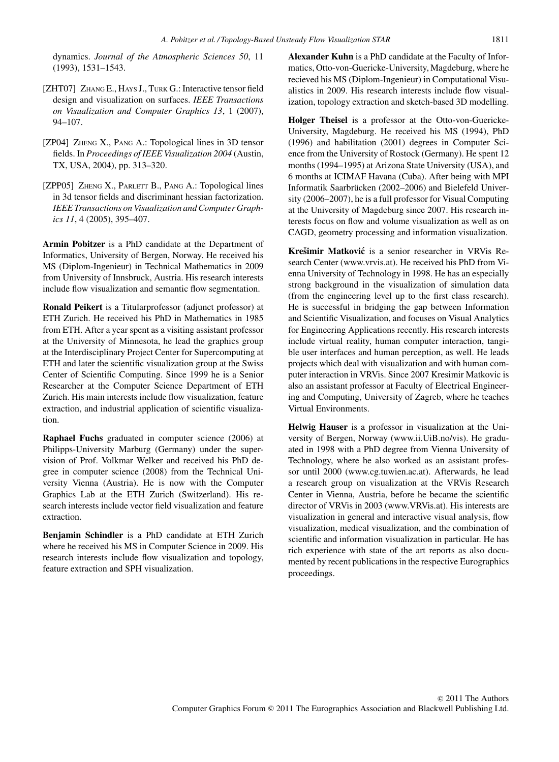dynamics. *Journal of the Atmospheric Sciences 50*, 11 (1993), 1531–1543.

[ZHT07] Zhang E., Hays J., Turk G.: Interactive tensor field design and visualization on surfaces. *IEEE Transactions on Visualization and Computer Graphics 13*, 1 (2007), 94–107.

[ZP04] Zheng X., Pang A.: Topological lines in 3D tensor fields. In *Proceedings of IEEE Visualization 2004* (Austin, TX, USA, 2004), pp. 313–320.

[ZPP05] Zheng X., Parlett B., Pang A.: Topological lines in 3d tensor fields and discriminant hessian factorization. *IEEE Transactions on Visualization and Computer Graphics 11*, 4 (2005), 395–407.

**Armin Pobitzer** is a PhD candidate at the Department of Informatics, University of Bergen, Norway. He received his MS (Diplom-Ingenieur) in Technical Mathematics in 2009 from University of Innsbruck, Austria. His research interests include flow visualization and semantic flow segmentation.

**Ronald Peikert** is a Titularprofessor (adjunct professor) at ETH Zurich. He received his PhD in Mathematics in 1985 from ETH. After a year spent as a visiting assistant professor at the University of Minnesota, he lead the graphics group at the Interdisciplinary Project Center for Supercomputing at ETH and later the scientific visualization group at the Swiss Center of Scientific Computing. Since 1999 he is a Senior Researcher at the Computer Science Department of ETH Zurich. His main interests include flow visualization, feature extraction, and industrial application of scientific visualization.

**Raphael Fuchs** graduated in computer science (2006) at Philipps-University Marburg (Germany) under the supervision of Prof. Volkmar Welker and received his PhD degree in computer science (2008) from the Technical University Vienna (Austria). He is now with the Computer Graphics Lab at the ETH Zurich (Switzerland). His research interests include vector field visualization and feature extraction.

**Benjamin Schindler** is a PhD candidate at ETH Zurich where he received his MS in Computer Science in 2009. His research interests include flow visualization and topology, feature extraction and SPH visualization.

**Alexander Kuhn** is a PhD candidate at the Faculty of Informatics, Otto-von-Guericke-University, Magdeburg, where he recieved his MS (Diplom-Ingenieur) in Computational Visualistics in 2009. His research interests include flow visualization, topology extraction and sketch-based 3D modelling.

**Holger Theisel** is a professor at the Otto-von-Guericke-University, Magdeburg. He received his MS (1994), PhD (1996) and habilitation (2001) degrees in Computer Science from the University of Rostock (Germany). He spent 12 months (1994–1995) at Arizona State University (USA), and 6 months at ICIMAF Havana (Cuba). After being with MPI Informatik Saarbrücken (2002–2006) and Bielefeld University (2006–2007), he is a full professor for Visual Computing at the University of Magdeburg since 2007. His research interests focus on flow and volume visualization as well as on CAGD, geometry processing and information visualization.

**Krešimir Matković** is a senior researcher in VRVis Research Center (www.vrvis.at). He received his PhD from Vienna University of Technology in 1998. He has an especially strong background in the visualization of simulation data (from the engineering level up to the first class research). He is successful in bridging the gap between Information and Scientific Visualization, and focuses on Visual Analytics for Engineering Applications recently. His research interests include virtual reality, human computer interaction, tangible user interfaces and human perception, as well. He leads projects which deal with visualization and with human computer interaction in VRVis. Since 2007 Kresimir Matkovic is also an assistant professor at Faculty of Electrical Engineering and Computing, University of Zagreb, where he teaches Virtual Environments.

**Helwig Hauser** is a professor in visualization at the University of Bergen, Norway (www.ii.UiB.no/vis). He graduated in 1998 with a PhD degree from Vienna University of Technology, where he also worked as an assistant professor until 2000 (www.cg.tuwien.ac.at). Afterwards, he lead a research group on visualization at the VRVis Research Center in Vienna, Austria, before he became the scientific director of VRVis in 2003 (www.VRVis.at). His interests are visualization in general and interactive visual analysis, flow visualization, medical visualization, and the combination of scientific and information visualization in particular. He has rich experience with state of the art reports as also documented by recent publications in the respective Eurographics proceedings.